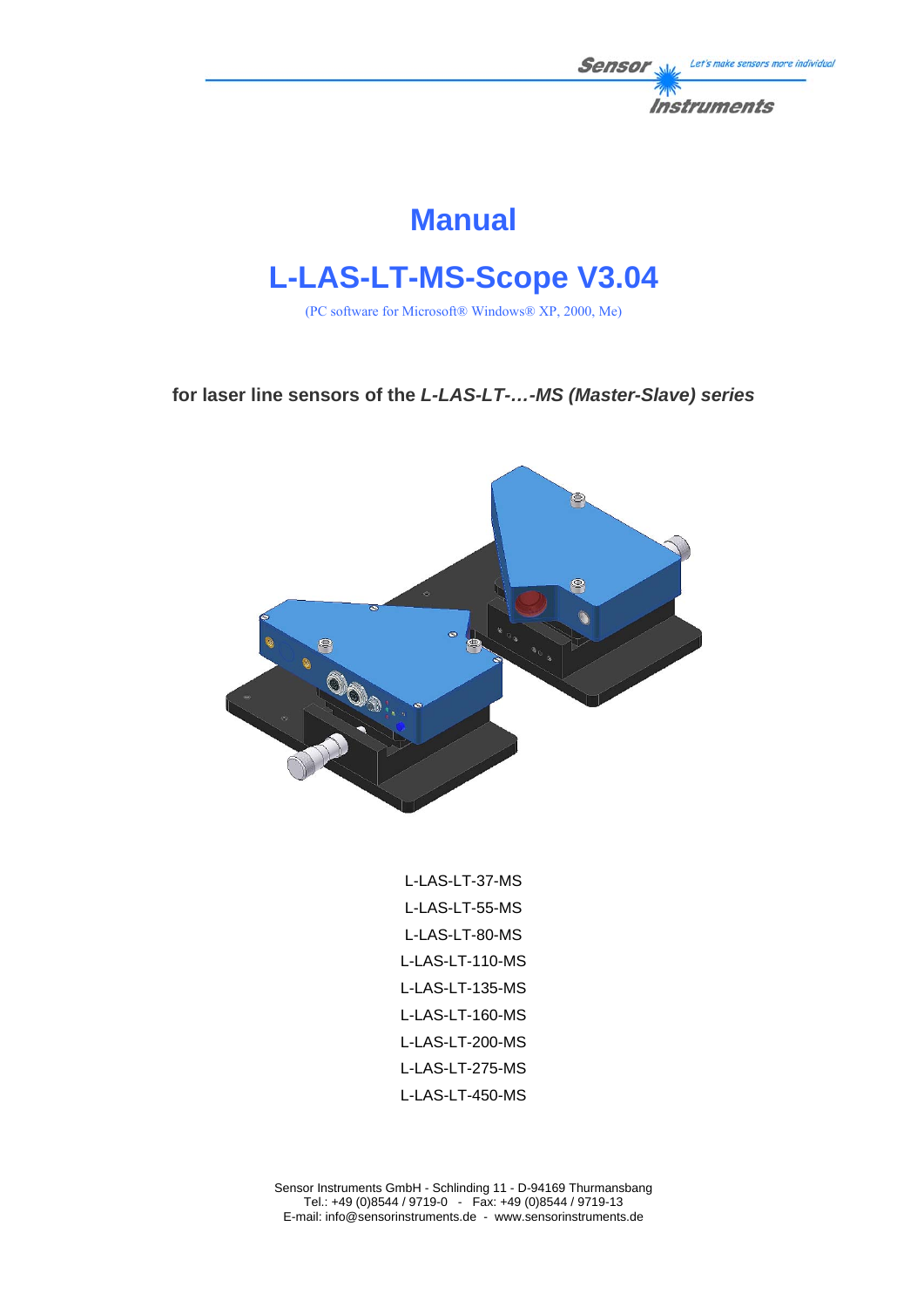Sensor Instruments — Let's make sensors more individual

# Manual

# L-LAS-LT-MS-Scope V3.04

(PC software for Microsoft® Windows® XP, 2000, Me)

**for laser line sensors of the *L-LAS-LT-…-MS (Master-Slave) series***

L-LAS-LT-37-MS
L-LAS-LT-55-MS
L-LAS-LT-80-MS
L-LAS-LT-110-MS
L-LAS-LT-135-MS
L-LAS-LT-160-MS
L-LAS-LT-200-MS
L-LAS-LT-275-MS
L-LAS-LT-450-MS

Sensor Instruments GmbH - Schlinding 11 - D-94169 Thurmansbang
Tel.: +49 (0)8544 / 9719-0 - Fax: +49 (0)8544 / 9719-13
E-mail: info@sensorinstruments.de - www.sensorinstruments.de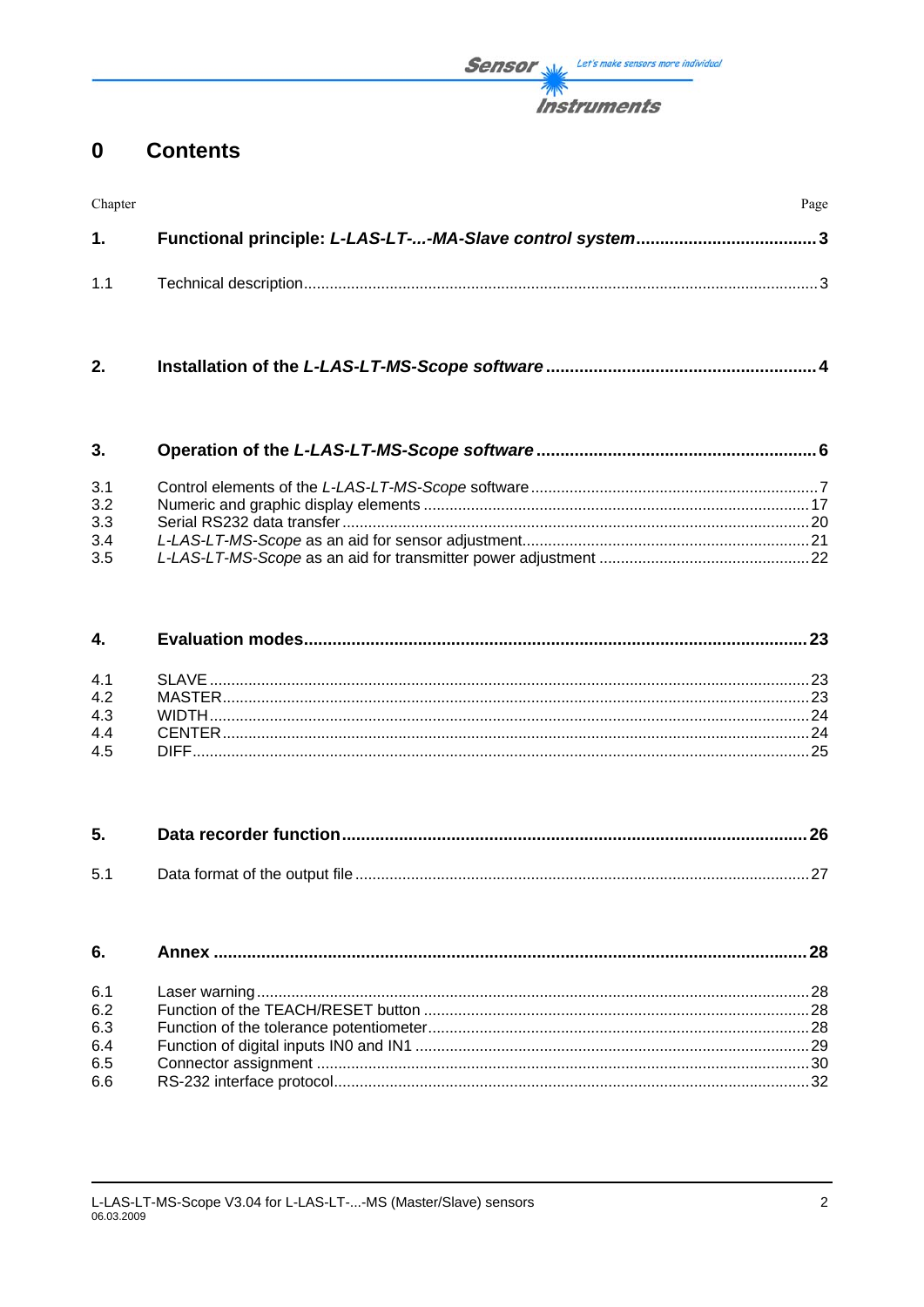# 0 Contents

| Chapter | | Page |
|---|---|---|
| **1.** | **Functional principle: *L-LAS-LT-...-MA-Slave control system*** | **3** |
| 1.1 | Technical description | 3 |
| **2.** | **Installation of the *L-LAS-LT-MS-Scope software*** | **4** |
| **3.** | **Operation of the *L-LAS-LT-MS-Scope software*** | **6** |
| 3.1 | Control elements of the *L-LAS-LT-MS-Scope* software | 7 |
| 3.2 | Numeric and graphic display elements | 17 |
| 3.3 | Serial RS232 data transfer | 20 |
| 3.4 | *L-LAS-LT-MS-Scope* as an aid for sensor adjustment | 21 |
| 3.5 | *L-LAS-LT-MS-Scope* as an aid for transmitter power adjustment | 22 |
| **4.** | **Evaluation modes** | **23** |
| 4.1 | SLAVE | 23 |
| 4.2 | MASTER | 23 |
| 4.3 | WIDTH | 24 |
| 4.4 | CENTER | 24 |
| 4.5 | DIFF | 25 |
| **5.** | **Data recorder function** | **26** |
| 5.1 | Data format of the output file | 27 |
| **6.** | **Annex** | **28** |
| 6.1 | Laser warning | 28 |
| 6.2 | Function of the TEACH/RESET button | 28 |
| 6.3 | Function of the tolerance potentiometer | 28 |
| 6.4 | Function of digital inputs IN0 and IN1 | 29 |
| 6.5 | Connector assignment | 30 |
| 6.6 | RS-232 interface protocol | 32 |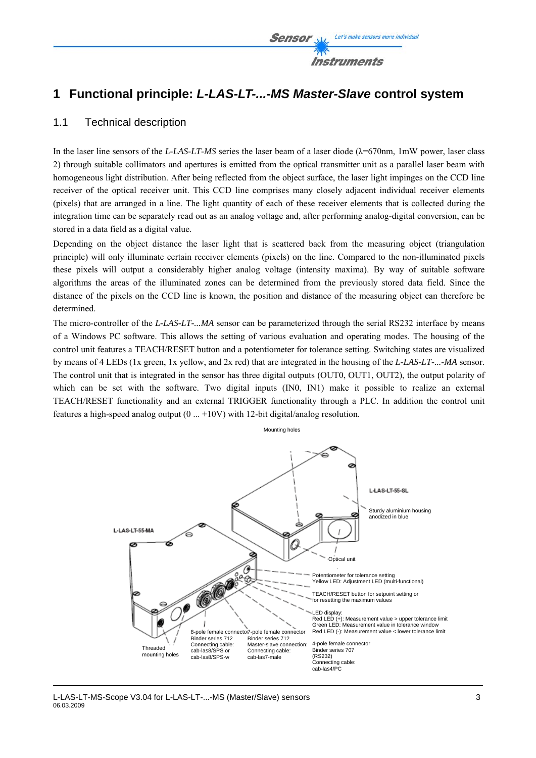# 1 Functional principle: *L-LAS-LT-...-MS Master-Slave* control system

## 1.1 Technical description

In the laser line sensors of the *L-LAS-LT-MS* series the laser beam of a laser diode (λ=670nm, 1mW power, laser class 2) through suitable collimators and apertures is emitted from the optical transmitter unit as a parallel laser beam with homogeneous light distribution. After being reflected from the object surface, the laser light impinges on the CCD line receiver of the optical receiver unit. This CCD line comprises many closely adjacent individual receiver elements (pixels) that are arranged in a line. The light quantity of each of these receiver elements that is collected during the integration time can be separately read out as an analog voltage and, after performing analog-digital conversion, can be stored in a data field as a digital value.

Depending on the object distance the laser light that is scattered back from the measuring object (triangulation principle) will only illuminate certain receiver elements (pixels) on the line. Compared to the non-illuminated pixels these pixels will output a considerably higher analog voltage (intensity maxima). By way of suitable software algorithms the areas of the illuminated zones can be determined from the previously stored data field. Since the distance of the pixels on the CCD line is known, the position and distance of the measuring object can therefore be determined.

The micro-controller of the *L-LAS-LT-...MA* sensor can be parameterized through the serial RS232 interface by means of a Windows PC software. This allows the setting of various evaluation and operating modes. The housing of the control unit features a TEACH/RESET button and a potentiometer for tolerance setting. Switching states are visualized by means of 4 LEDs (1x green, 1x yellow, and 2x red) that are integrated in the housing of the *L-LAS-LT-...-MA* sensor. The control unit that is integrated in the sensor has three digital outputs (OUT0, OUT1, OUT2), the output polarity of which can be set with the software. Two digital inputs (IN0, IN1) make it possible to realize an external TEACH/RESET functionality and an external TRIGGER functionality through a PLC. In addition the control unit features a high-speed analog output (0 ... +10V) with 12-bit digital/analog resolution.

Mounting holes

L-LAS-LT-55-SL

Sturdy aluminium housing anodized in blue

L-LAS-LT-55-MA

Optical unit

Potentiometer for tolerance setting
Yellow LED: Adjustment LED (multi-functional)

TEACH/RESET button for setpoint setting or for resetting the maximum values

LED display:
Red LED (+): Measurement value > upper tolerance limit
Green LED: Measurement value in tolerance window
Red LED (-): Measurement value < lower tolerance limit

Threaded mounting holes

8-pole female connector
Binder series 712
Connecting cable:
cab-las8/SPS or
cab-las8/SPS-w

7-pole female connector
Binder series 712
Master-slave connection:
Connecting cable:
cab-las7-male

4-pole female connector
Binder series 707
(RS232)
Connecting cable:
cab-las4/PC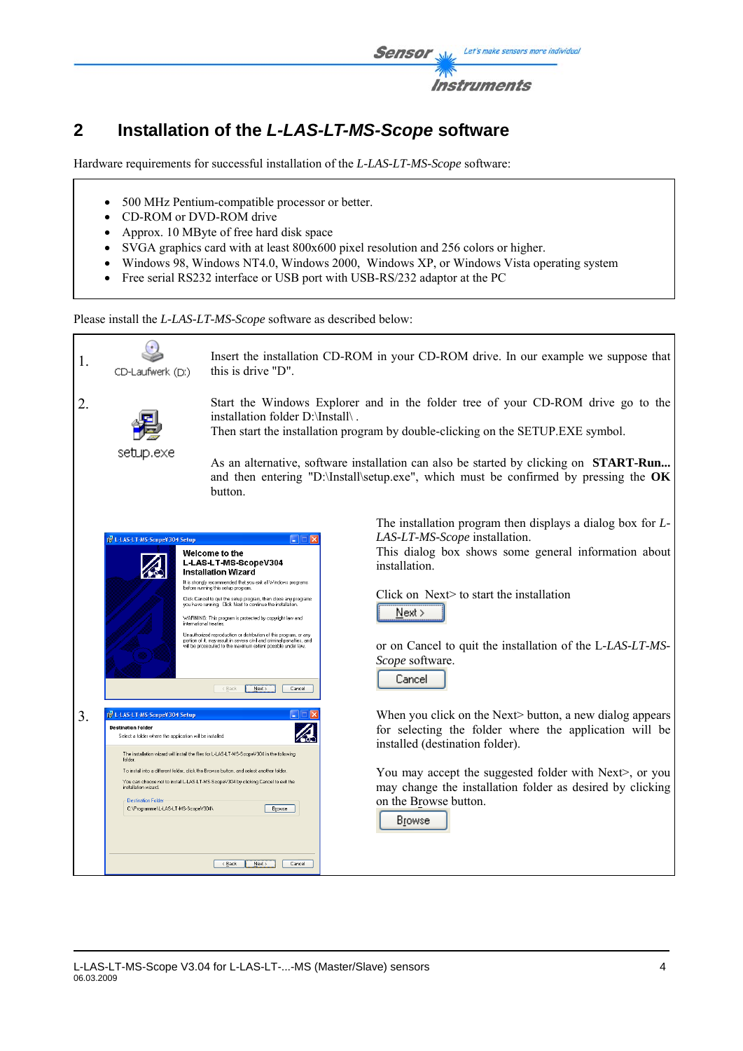## 2 Installation of the *L-LAS-LT-MS-Scope* software

Hardware requirements for successful installation of the *L-LAS-LT-MS-Scope* software:

- 500 MHz Pentium-compatible processor or better.
- CD-ROM or DVD-ROM drive
- Approx. 10 MByte of free hard disk space
- SVGA graphics card with at least 800x600 pixel resolution and 256 colors or higher.
- Windows 98, Windows NT4.0, Windows 2000, Windows XP, or Windows Vista operating system
- Free serial RS232 interface or USB port with USB-RS/232 adaptor at the PC

Please install the *L-LAS-LT-MS-Scope* software as described below:

1. Insert the installation CD-ROM in your CD-ROM drive. In our example we suppose that this is drive "D".

2. Start the Windows Explorer and in the folder tree of your CD-ROM drive go to the installation folder D:\Install\ .
Then start the installation program by double-clicking on the SETUP.EXE symbol.

   As an alternative, software installation can also be started by clicking on **START-Run...** and then entering "D:\Install\setup.exe", which must be confirmed by pressing the **OK** button.

   The installation program then displays a dialog box for *L-LAS-LT-MS-Scope* installation.
This dialog box shows some general information about installation.

   Click on Next> to start the installation

   or on Cancel to quit the installation of the *L-LAS-LT-MS-Scope* software.

3. When you click on the Next> button, a new dialog appears for selecting the folder where the application will be installed (destination folder).

   You may accept the suggested folder with Next>, or you may change the installation folder as desired by clicking on the Browse button.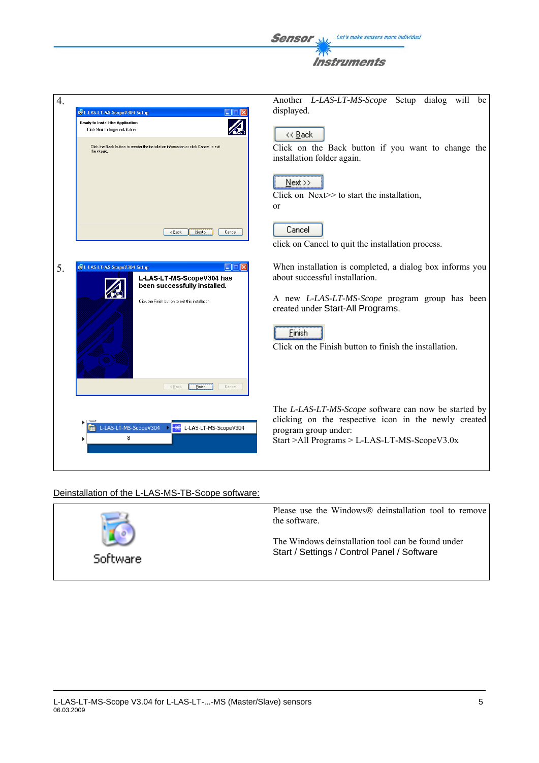| | |
|---|---|
| 4. | Another *L-LAS-LT-MS-Scope* Setup dialog will be displayed.<br><br><< Back<br>Click on the Back button if you want to change the installation folder again.<br><br>Next >><br>Click on Next>> to start the installation,<br>or<br><br>Cancel<br>click on Cancel to quit the installation process. |
| 5. | When installation is completed, a dialog box informs you about successful installation.<br><br>A new *L-LAS-LT-MS-Scope* program group has been created under Start-All Programs.<br><br>Finish<br>Click on the Finish button to finish the installation. |
| | The *L-LAS-LT-MS-Scope* software can now be started by clicking on the respective icon in the newly created program group under:<br>Start >All Programs > L-LAS-LT-MS-ScopeV3.0x |

Deinstallation of the L-LAS-MS-TB-Scope software:

| | |
|---|---|
| Software | Please use the Windows® deinstallation tool to remove the software.<br><br>The Windows deinstallation tool can be found under<br>Start / Settings / Control Panel / Software |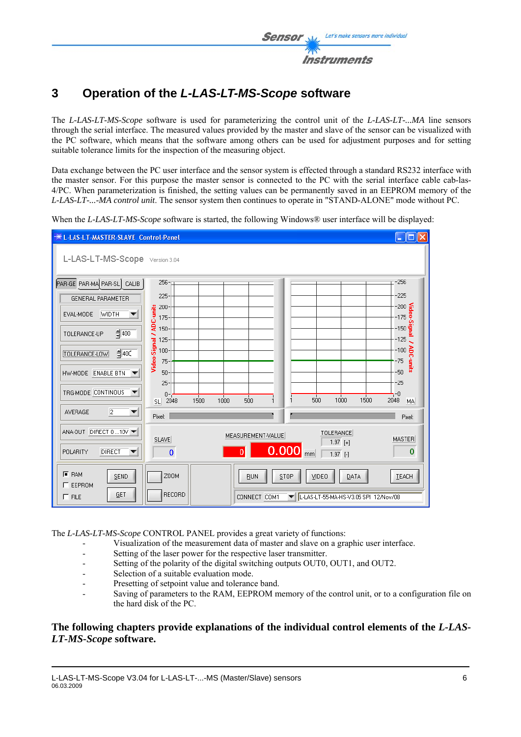# 3 Operation of the *L-LAS-LT-MS-Scope* software

The *L-LAS-LT-MS-Scope* software is used for parameterizing the control unit of the *L-LAS-LT-...MA* line sensors through the serial interface. The measured values provided by the master and slave of the sensor can be visualized with the PC software, which means that the software among others can be used for adjustment purposes and for setting suitable tolerance limits for the inspection of the measuring object.

Data exchange between the PC user interface and the sensor system is effected through a standard RS232 interface with the master sensor. For this purpose the master sensor is connected to the PC with the serial interface cable cab-las-4/PC. When parameterization is finished, the setting values can be permanently saved in an EEPROM memory of the *L-LAS-LT-...-MA control unit*. The sensor system then continues to operate in "STAND-ALONE" mode without PC.

When the *L-LAS-LT-MS-Scope* software is started, the following Windows® user interface will be displayed:

The *L-LAS-LT-MS-Scope* CONTROL PANEL provides a great variety of functions:

- Visualization of the measurement data of master and slave on a graphic user interface.
- Setting of the laser power for the respective laser transmitter.
- Setting of the polarity of the digital switching outputs OUT0, OUT1, and OUT2.
- Selection of a suitable evaluation mode.
- Presetting of setpoint value and tolerance band.
- Saving of parameters to the RAM, EEPROM memory of the control unit, or to a configuration file on the hard disk of the PC.

**The following chapters provide explanations of the individual control elements of the *L-LAS-LT-MS-Scope* software.**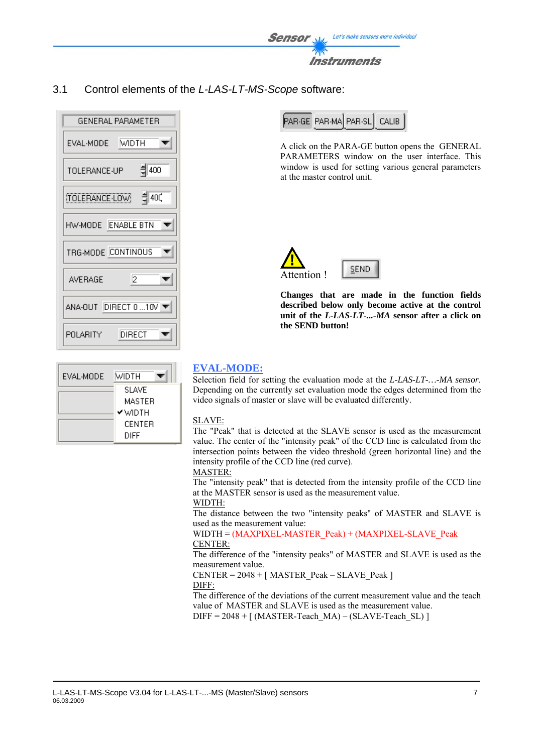## 3.1 Control elements of the *L-LAS-LT-MS-Scope* software:

A click on the PARA-GE button opens the GENERAL PARAMETERS window on the user interface. This window is used for setting various general parameters at the master control unit.

Attention !

**Changes that are made in the function fields described below only become active at the control unit of the *L-LAS-LT-...-MA* sensor after a click on the SEND button!**

### EVAL-MODE:

Selection field for setting the evaluation mode at the *L-LAS-LT-…-MA sensor*. Depending on the currently set evaluation mode the edges determined from the video signals of master or slave will be evaluated differently.

SLAVE:
The "Peak" that is detected at the SLAVE sensor is used as the measurement value. The center of the "intensity peak" of the CCD line is calculated from the intersection points between the video threshold (green horizontal line) and the intensity profile of the CCD line (red curve).

MASTER:
The "intensity peak" that is detected from the intensity profile of the CCD line at the MASTER sensor is used as the measurement value.

WIDTH:
The distance between the two "intensity peaks" of MASTER and SLAVE is used as the measurement value:

WIDTH = (MAXPIXEL-MASTER_Peak) + (MAXPIXEL-SLAVE_Peak

CENTER:
The difference of the "intensity peaks" of MASTER and SLAVE is used as the measurement value.

CENTER = 2048 + [ MASTER_Peak – SLAVE_Peak ]

DIFF:
The difference of the deviations of the current measurement value and the teach value of MASTER and SLAVE is used as the measurement value.

DIFF = 2048 + [ (MASTER-Teach_MA) – (SLAVE-Teach_SL) ]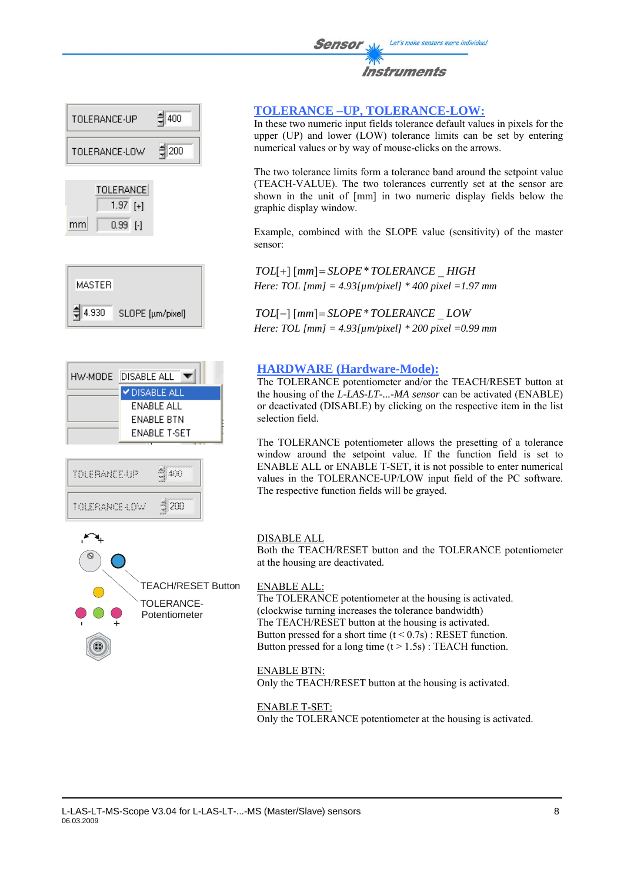## TOLERANCE –UP, TOLERANCE-LOW:

In these two numeric input fields tolerance default values in pixels for the upper (UP) and lower (LOW) tolerance limits can be set by entering numerical values or by way of mouse-clicks on the arrows.

The two tolerance limits form a tolerance band around the setpoint value (TEACH-VALUE). The two tolerances currently set at the sensor are shown in the unit of [mm] in two numeric display fields below the graphic display window.

Example, combined with the SLOPE value (sensitivity) of the master sensor:

$$TOL[+]\,[mm] = SLOPE * TOLERANCE\_HIGH$$

*Here: TOL [mm] = 4.93[µm/pixel] * 400 pixel =1.97 mm*

$$TOL[-]\,[mm] = SLOPE * TOLERANCE\_LOW$$

*Here: TOL [mm] = 4.93[µm/pixel] * 200 pixel =0.99 mm*

## HARDWARE (Hardware-Mode):

The TOLERANCE potentiometer and/or the TEACH/RESET button at the housing of the *L-LAS-LT-...-MA sensor* can be activated (ENABLE) or deactivated (DISABLE) by clicking on the respective item in the list selection field.

The TOLERANCE potentiometer allows the presetting of a tolerance window around the setpoint value. If the function field is set to ENABLE ALL or ENABLE T-SET, it is not possible to enter numerical values in the TOLERANCE-UP/LOW input field of the PC software. The respective function fields will be grayed.

DISABLE ALL
Both the TEACH/RESET button and the TOLERANCE potentiometer at the housing are deactivated.

ENABLE ALL:
The TOLERANCE potentiometer at the housing is activated.
(clockwise turning increases the tolerance bandwidth)
The TEACH/RESET button at the housing is activated.
Button pressed for a short time (t < 0.7s) : RESET function.
Button pressed for a long time (t > 1.5s) : TEACH function.

ENABLE BTN:
Only the TEACH/RESET button at the housing is activated.

ENABLE T-SET:
Only the TOLERANCE potentiometer at the housing is activated.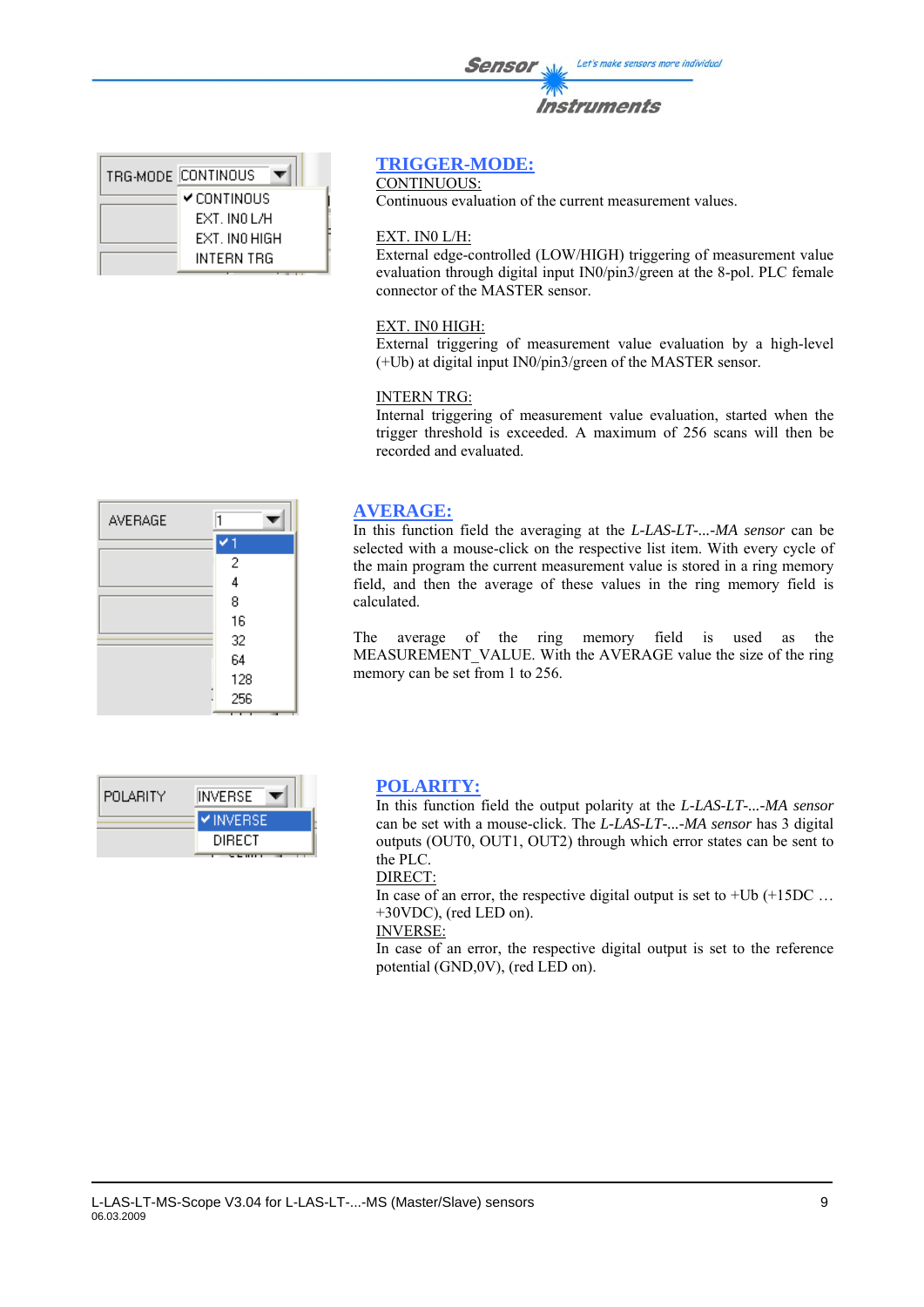## TRIGGER-MODE:

CONTINUOUS:
Continuous evaluation of the current measurement values.

EXT. IN0 L/H:
External edge-controlled (LOW/HIGH) triggering of measurement value evaluation through digital input IN0/pin3/green at the 8-pol. PLC female connector of the MASTER sensor.

EXT. IN0 HIGH:
External triggering of measurement value evaluation by a high-level (+Ub) at digital input IN0/pin3/green of the MASTER sensor.

INTERN TRG:
Internal triggering of measurement value evaluation, started when the trigger threshold is exceeded. A maximum of 256 scans will then be recorded and evaluated.

## AVERAGE:

In this function field the averaging at the *L-LAS-LT-...-MA sensor* can be selected with a mouse-click on the respective list item. With every cycle of the main program the current measurement value is stored in a ring memory field, and then the average of these values in the ring memory field is calculated.

The average of the ring memory field is used as the MEASUREMENT_VALUE. With the AVERAGE value the size of the ring memory can be set from 1 to 256.

## POLARITY:

In this function field the output polarity at the *L-LAS-LT-...-MA sensor* can be set with a mouse-click. The *L-LAS-LT-...-MA sensor* has 3 digital outputs (OUT0, OUT1, OUT2) through which error states can be sent to the PLC.

DIRECT:
In case of an error, the respective digital output is set to +Ub (+15DC … +30VDC), (red LED on).

INVERSE:
In case of an error, the respective digital output is set to the reference potential (GND,0V), (red LED on).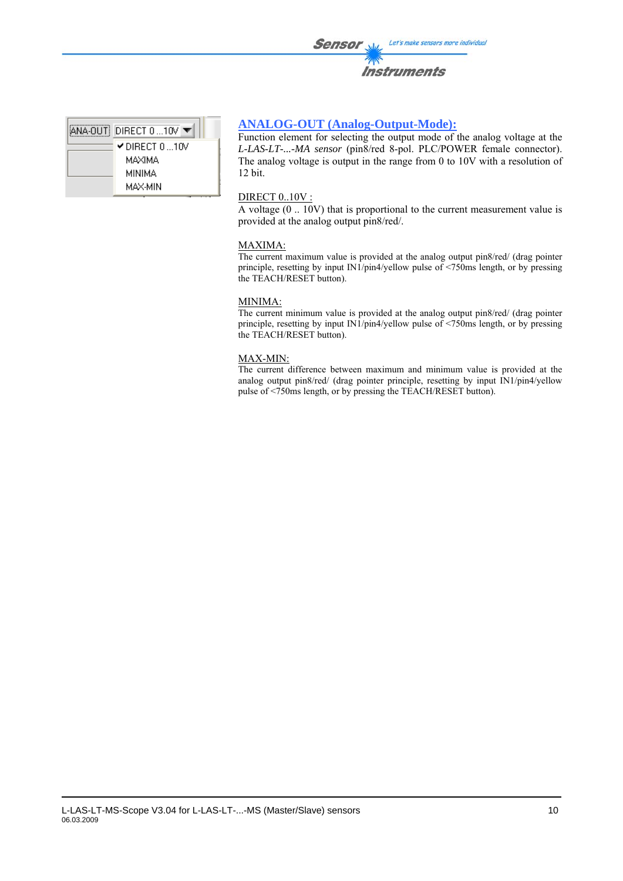## ANALOG-OUT (Analog-Output-Mode):

Function element for selecting the output mode of the analog voltage at the *L-LAS-LT-...-MA sensor* (pin8/red 8-pol. PLC/POWER female connector). The analog voltage is output in the range from 0 to 10V with a resolution of 12 bit.

DIRECT 0..10V :
A voltage (0 .. 10V) that is proportional to the current measurement value is provided at the analog output pin8/red/.

MAXIMA:
The current maximum value is provided at the analog output pin8/red/ (drag pointer principle, resetting by input IN1/pin4/yellow pulse of <750ms length, or by pressing the TEACH/RESET button).

MINIMA:
The current minimum value is provided at the analog output pin8/red/ (drag pointer principle, resetting by input IN1/pin4/yellow pulse of <750ms length, or by pressing the TEACH/RESET button).

MAX-MIN:
The current difference between maximum and minimum value is provided at the analog output pin8/red/ (drag pointer principle, resetting by input IN1/pin4/yellow pulse of <750ms length, or by pressing the TEACH/RESET button).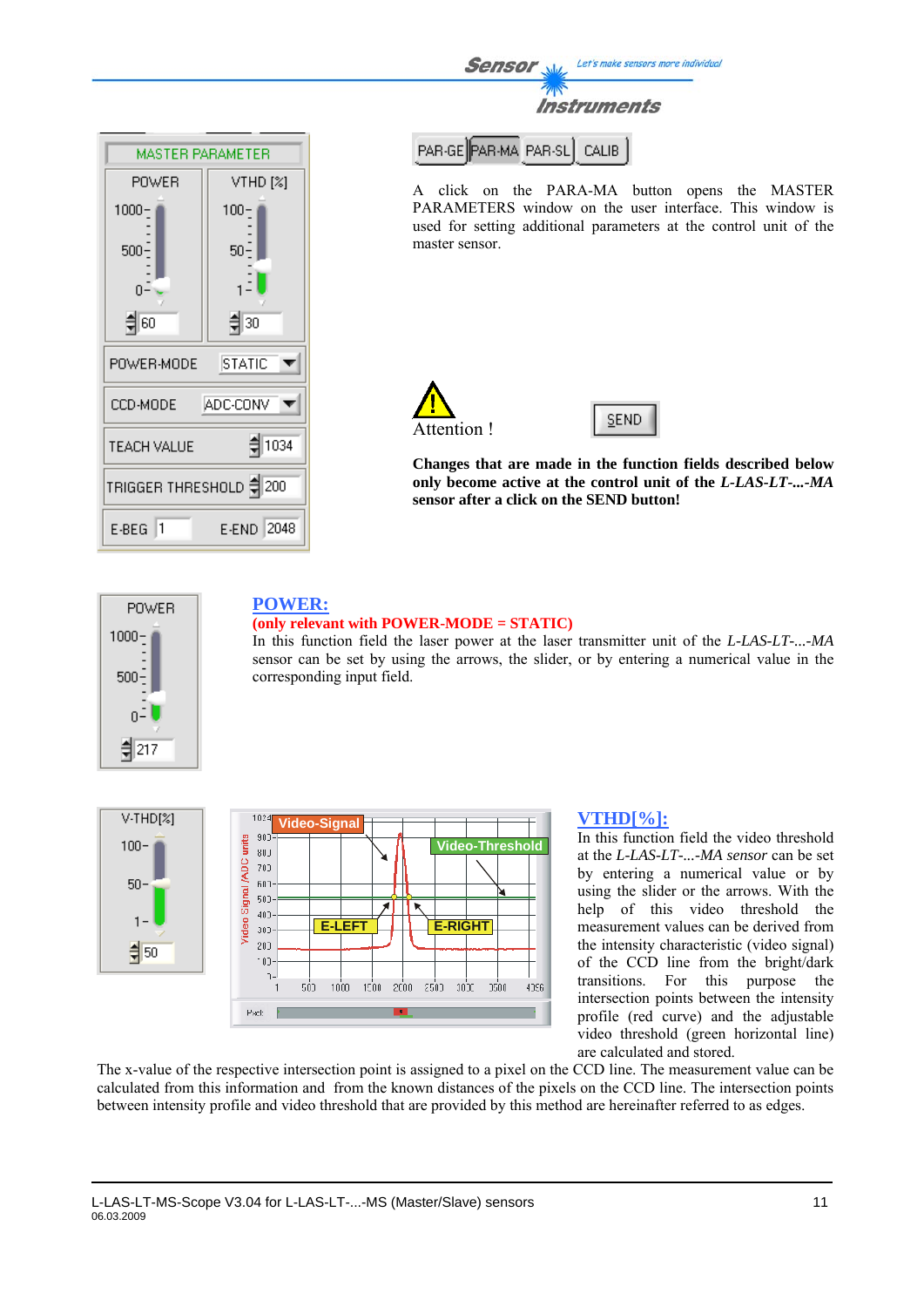A click on the PARA-MA button opens the MASTER PARAMETERS window on the user interface. This window is used for setting additional parameters at the control unit of the master sensor.

Attention !

**Changes that are made in the function fields described below only become active at the control unit of the *L-LAS-LT-...-MA* sensor after a click on the SEND button!**

## POWER:

**(only relevant with POWER-MODE = STATIC)**

In this function field the laser power at the laser transmitter unit of the *L-LAS-LT-...-MA* sensor can be set by using the arrows, the slider, or by entering a numerical value in the corresponding input field.

## VTHD[%]:

In this function field the video threshold at the *L-LAS-LT-...-MA sensor* can be set by entering a numerical value or by using the slider or the arrows. With the help of this video threshold the measurement values can be derived from the intensity characteristic (video signal) of the CCD line from the bright/dark transitions. For this purpose the intersection points between the intensity profile (red curve) and the adjustable video threshold (green horizontal line) are calculated and stored.

The x-value of the respective intersection point is assigned to a pixel on the CCD line. The measurement value can be calculated from this information and from the known distances of the pixels on the CCD line. The intersection points between intensity profile and video threshold that are provided by this method are hereinafter referred to as edges.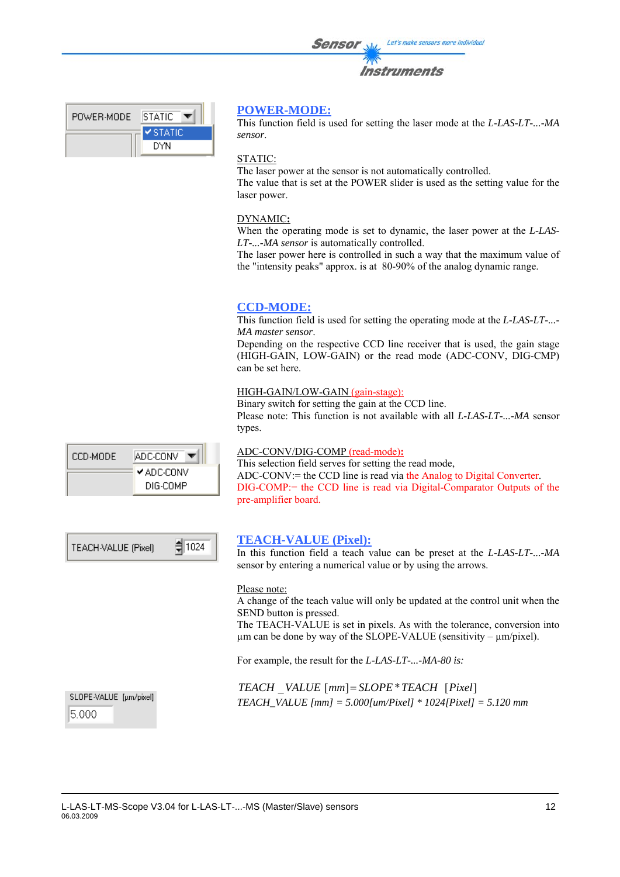## POWER-MODE:

This function field is used for setting the laser mode at the *L-LAS-LT-...-MA sensor*.

STATIC:
The laser power at the sensor is not automatically controlled.
The value that is set at the POWER slider is used as the setting value for the laser power.

DYNAMIC**:**
When the operating mode is set to dynamic, the laser power at the *L-LAS-LT-...-MA sensor* is automatically controlled.
The laser power here is controlled in such a way that the maximum value of the "intensity peaks" approx. is at 80-90% of the analog dynamic range.

## CCD-MODE:

This function field is used for setting the operating mode at the *L-LAS-LT-...-MA master sensor*.
Depending on the respective CCD line receiver that is used, the gain stage (HIGH-GAIN, LOW-GAIN) or the read mode (ADC-CONV, DIG-CMP) can be set here.

HIGH-GAIN/LOW-GAIN (gain-stage):
Binary switch for setting the gain at the CCD line.
Please note: This function is not available with all *L-LAS-LT-...-MA* sensor types.

ADC-CONV/DIG-COMP (read-mode)**:**
This selection field serves for setting the read mode,
ADC-CONV:= the CCD line is read via the Analog to Digital Converter.
DIG-COMP:= the CCD line is read via Digital-Comparator Outputs of the pre-amplifier board.

## TEACH-VALUE (Pixel):

In this function field a teach value can be preset at the *L-LAS-LT-...-MA* sensor by entering a numerical value or by using the arrows.

Please note:
A change of the teach value will only be updated at the control unit when the SEND button is pressed.
The TEACH-VALUE is set in pixels. As with the tolerance, conversion into µm can be done by way of the SLOPE-VALUE (sensitivity – µm/pixel).

For example, the result for the *L-LAS-LT-...-MA-80 is:*

$$TEACH\_VALUE\ [mm] = SLOPE * TEACH\ \ [Pixel]$$

*TEACH_VALUE [mm] = 5.000[um/Pixel] * 1024[Pixel] = 5.120 mm*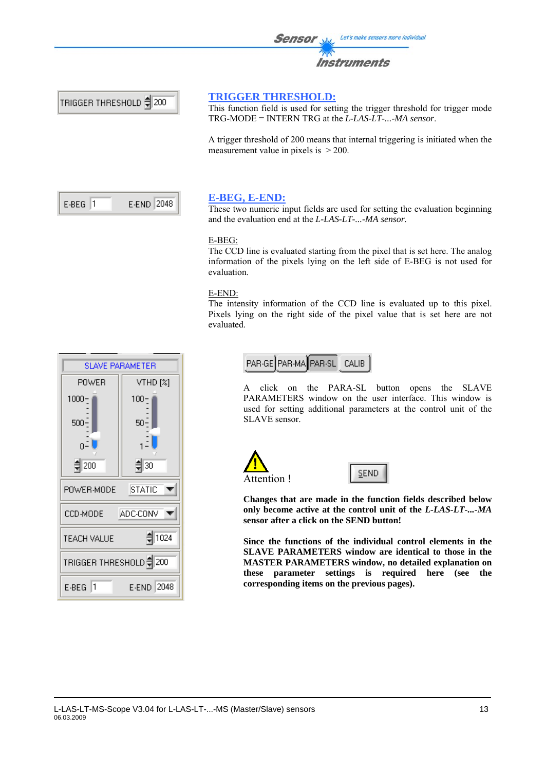## TRIGGER THRESHOLD:

This function field is used for setting the trigger threshold for trigger mode TRG-MODE = INTERN TRG at the *L-LAS-LT-...-MA sensor*.

A trigger threshold of 200 means that internal triggering is initiated when the measurement value in pixels is > 200.

## E-BEG, E-END:

These two numeric input fields are used for setting the evaluation beginning and the evaluation end at the *L-LAS-LT-...-MA sensor.*

E-BEG:
The CCD line is evaluated starting from the pixel that is set here. The analog information of the pixels lying on the left side of E-BEG is not used for evaluation.

E-END:
The intensity information of the CCD line is evaluated up to this pixel. Pixels lying on the right side of the pixel value that is set here are not evaluated.

A click on the PARA-SL button opens the SLAVE PARAMETERS window on the user interface. This window is used for setting additional parameters at the control unit of the SLAVE sensor.

Attention !

**Changes that are made in the function fields described below only become active at the control unit of the *L-LAS-LT-...-MA* sensor after a click on the SEND button!**

**Since the functions of the individual control elements in the SLAVE PARAMETERS window are identical to those in the MASTER PARAMETERS window, no detailed explanation on these parameter settings is required here (see the corresponding items on the previous pages).**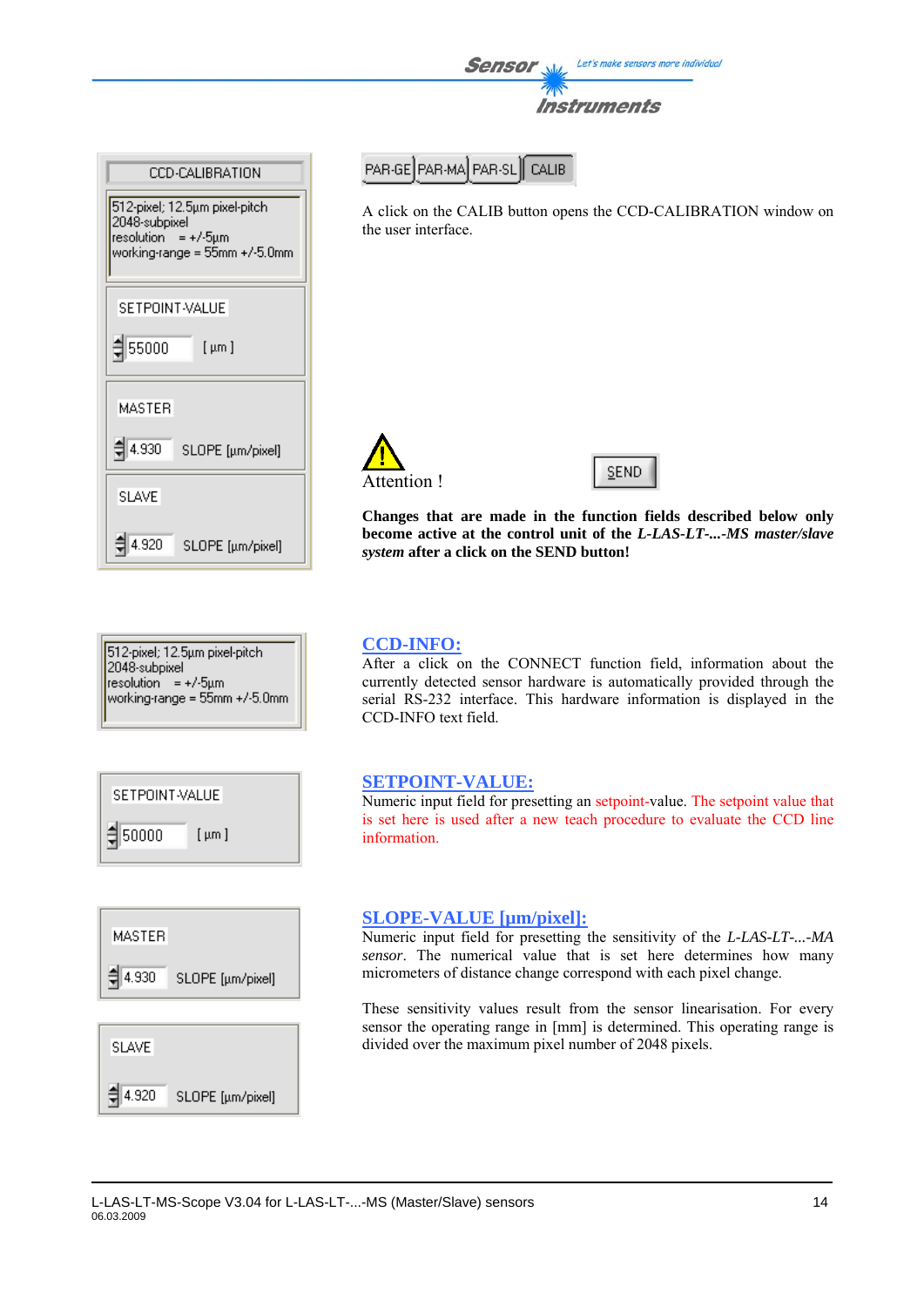PAR-GE | PAR-MA | PAR-SL | CALIB

A click on the CALIB button opens the CCD-CALIBRATION window on the user interface.

CCD-CALIBRATION

512-pixel; 12.5µm pixel-pitch
2048-subpixel
resolution = +/-5µm
working-range = 55mm +/-5.0mm

SETPOINT-VALUE
55000 [ µm ]

MASTER
4.930 SLOPE [µm/pixel]

SLAVE
4.920 SLOPE [µm/pixel]

Attention !

SEND

**Changes that are made in the function fields described below only become active at the control unit of the *L-LAS-LT-...-MS master/slave system* after a click on the SEND button!**

## CCD-INFO:

512-pixel; 12.5µm pixel-pitch
2048-subpixel
resolution = +/-5µm
working-range = 55mm +/-5.0mm

After a click on the CONNECT function field, information about the currently detected sensor hardware is automatically provided through the serial RS-232 interface. This hardware information is displayed in the CCD-INFO text field.

## SETPOINT-VALUE:

SETPOINT-VALUE
50000 [ µm ]

Numeric input field for presetting an setpoint-value. The setpoint value that is set here is used after a new teach procedure to evaluate the CCD line information.

## SLOPE-VALUE [µm/pixel]:

MASTER
4.930 SLOPE [µm/pixel]

SLAVE
4.920 SLOPE [µm/pixel]

Numeric input field for presetting the sensitivity of the *L-LAS-LT-...-MA sensor*. The numerical value that is set here determines how many micrometers of distance change correspond with each pixel change.

These sensitivity values result from the sensor linearisation. For every sensor the operating range in [mm] is determined. This operating range is divided over the maximum pixel number of 2048 pixels.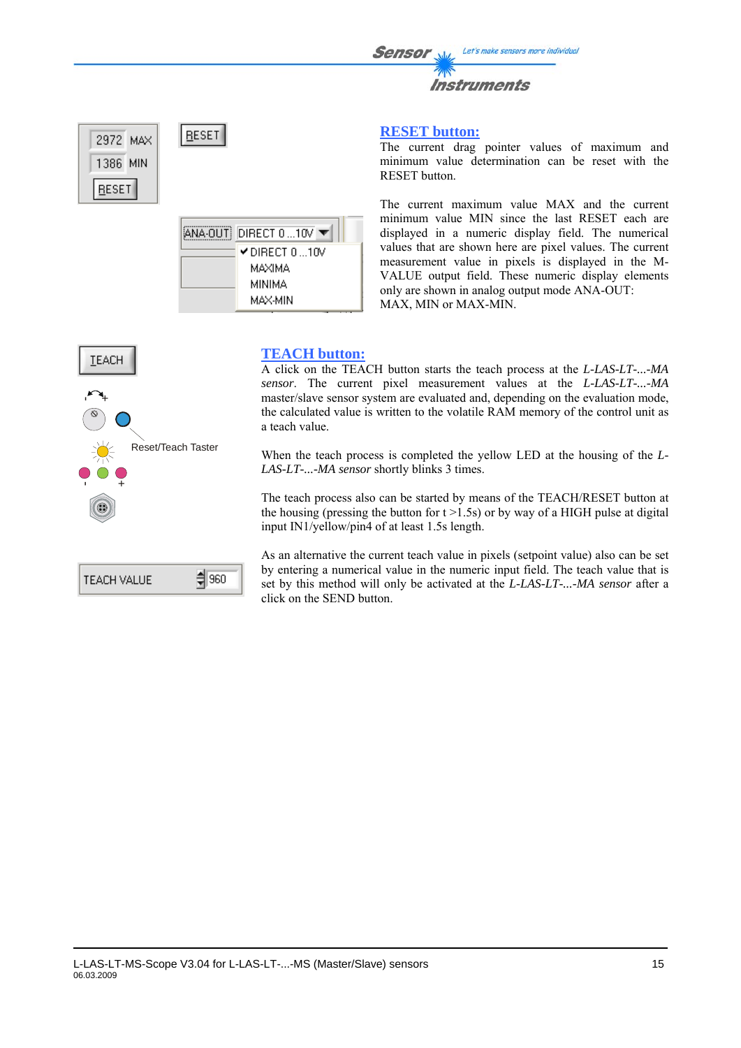## RESET button:

The current drag pointer values of maximum and minimum value determination can be reset with the RESET button.

The current maximum value MAX and the current minimum value MIN since the last RESET each are displayed in a numeric display field. The numerical values that are shown here are pixel values. The current measurement value in pixels is displayed in the M-VALUE output field. These numeric display elements only are shown in analog output mode ANA-OUT: MAX, MIN or MAX-MIN.

## TEACH button:

A click on the TEACH button starts the teach process at the *L-LAS-LT-...-MA sensor*. The current pixel measurement values at the *L-LAS-LT-...-MA* master/slave sensor system are evaluated and, depending on the evaluation mode, the calculated value is written to the volatile RAM memory of the control unit as a teach value.

When the teach process is completed the yellow LED at the housing of the *L-LAS-LT-...-MA sensor* shortly blinks 3 times.

The teach process also can be started by means of the TEACH/RESET button at the housing (pressing the button for t >1.5s) or by way of a HIGH pulse at digital input IN1/yellow/pin4 of at least 1.5s length.

As an alternative the current teach value in pixels (setpoint value) also can be set by entering a numerical value in the numeric input field. The teach value that is set by this method will only be activated at the *L-LAS-LT-...-MA sensor* after a click on the SEND button.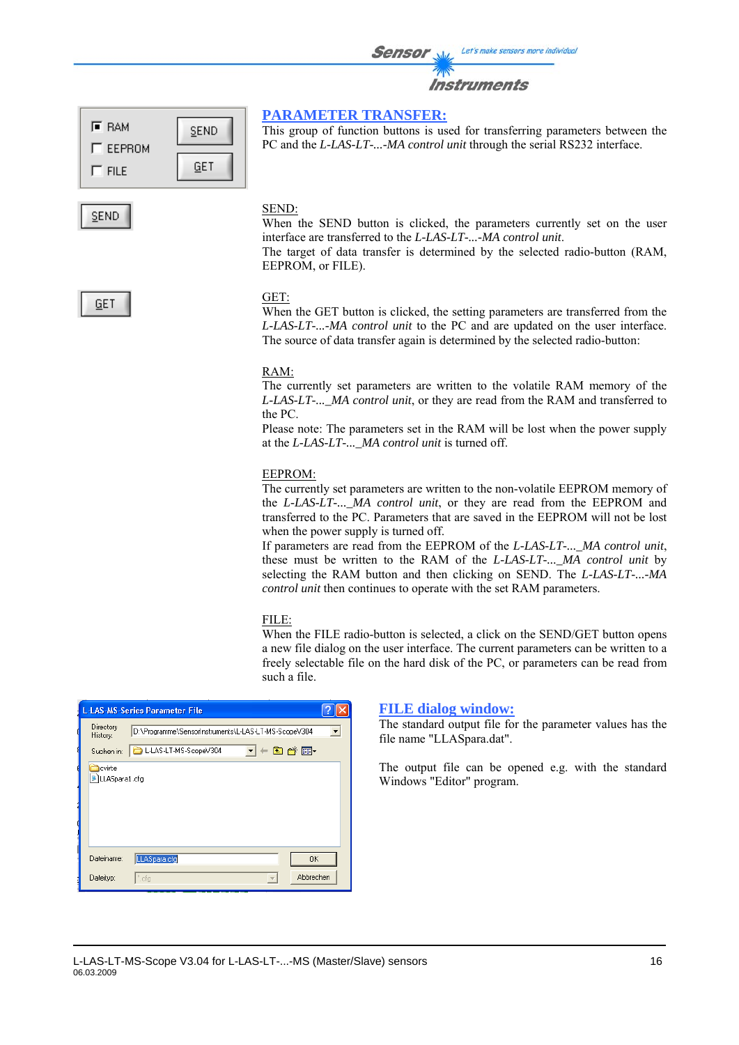## PARAMETER TRANSFER:

This group of function buttons is used for transferring parameters between the PC and the *L-LAS-LT-...-MA control unit* through the serial RS232 interface.

SEND:

When the SEND button is clicked, the parameters currently set on the user interface are transferred to the *L-LAS-LT-...-MA control unit*.

The target of data transfer is determined by the selected radio-button (RAM, EEPROM, or FILE).

GET:

When the GET button is clicked, the setting parameters are transferred from the *L-LAS-LT-...-MA control unit* to the PC and are updated on the user interface. The source of data transfer again is determined by the selected radio-button:

RAM:

The currently set parameters are written to the volatile RAM memory of the *L-LAS-LT-..._MA control unit*, or they are read from the RAM and transferred to the PC.

Please note: The parameters set in the RAM will be lost when the power supply at the *L-LAS-LT-..._MA control unit* is turned off.

EEPROM:

The currently set parameters are written to the non-volatile EEPROM memory of the *L-LAS-LT-..._MA control unit*, or they are read from the EEPROM and transferred to the PC. Parameters that are saved in the EEPROM will not be lost when the power supply is turned off.

If parameters are read from the EEPROM of the *L-LAS-LT-..._MA control unit*, these must be written to the RAM of the *L-LAS-LT-..._MA control unit* by selecting the RAM button and then clicking on SEND. The *L-LAS-LT-...-MA control unit* then continues to operate with the set RAM parameters.

FILE:

When the FILE radio-button is selected, a click on the SEND/GET button opens a new file dialog on the user interface. The current parameters can be written to a freely selectable file on the hard disk of the PC, or parameters can be read from such a file.

## FILE dialog window:

The standard output file for the parameter values has the file name "LLASpara.dat".

The output file can be opened e.g. with the standard Windows "Editor" program.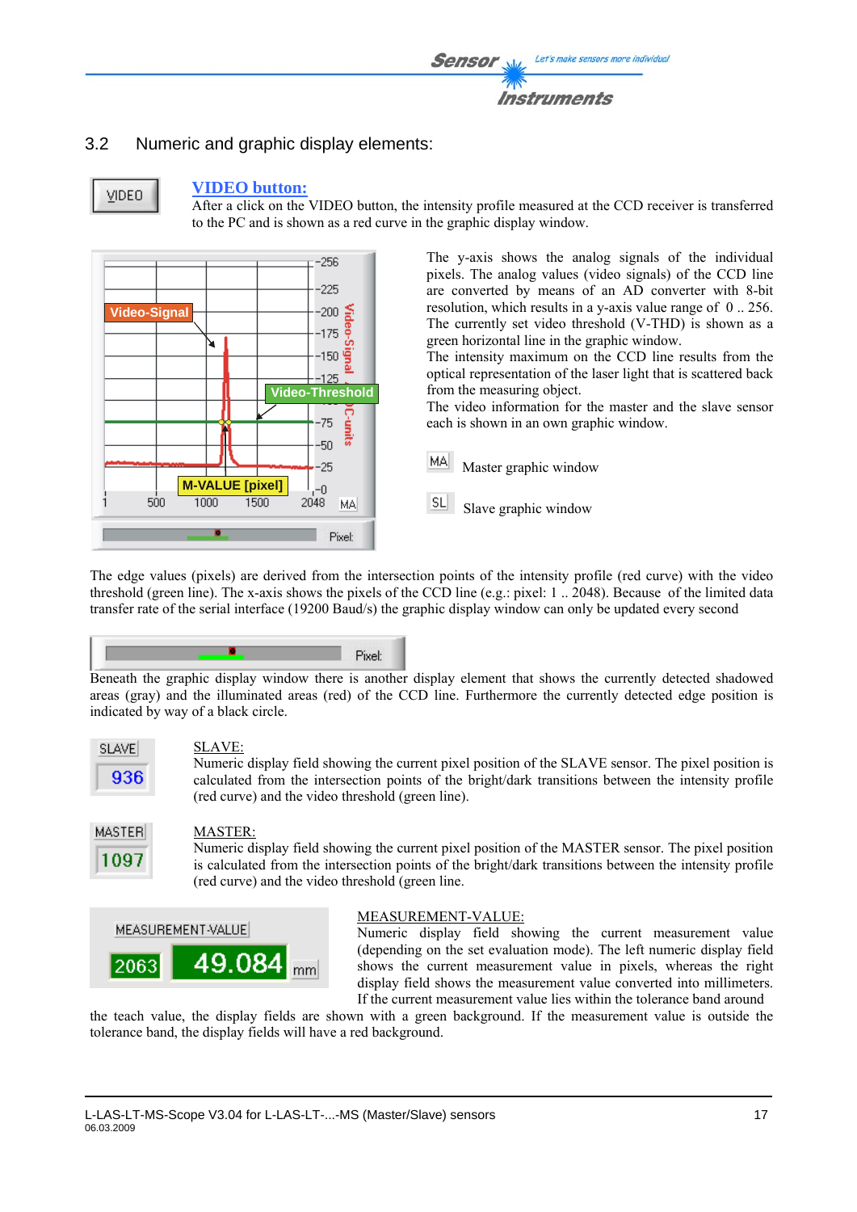## 3.2 Numeric and graphic display elements:

**VIDEO button:**
After a click on the VIDEO button, the intensity profile measured at the CCD receiver is transferred to the PC and is shown as a red curve in the graphic display window.

The y-axis shows the analog signals of the individual pixels. The analog values (video signals) of the CCD line are converted by means of an AD converter with 8-bit resolution, which results in a y-axis value range of 0 .. 256. The currently set video threshold (V-THD) is shown as a green horizontal line in the graphic window.
The intensity maximum on the CCD line results from the optical representation of the laser light that is scattered back from the measuring object.
The video information for the master and the slave sensor each is shown in an own graphic window.

MA Master graphic window

SL Slave graphic window

The edge values (pixels) are derived from the intersection points of the intensity profile (red curve) with the video threshold (green line). The x-axis shows the pixels of the CCD line (e.g.: pixel: 1 .. 2048). Because of the limited data transfer rate of the serial interface (19200 Baud/s) the graphic display window can only be updated every second

Beneath the graphic display window there is another display element that shows the currently detected shadowed areas (gray) and the illuminated areas (red) of the CCD line. Furthermore the currently detected edge position is indicated by way of a black circle.

**SLAVE:**
Numeric display field showing the current pixel position of the SLAVE sensor. The pixel position is calculated from the intersection points of the bright/dark transitions between the intensity profile (red curve) and the video threshold (green line).

**MASTER:**
Numeric display field showing the current pixel position of the MASTER sensor. The pixel position is calculated from the intersection points of the bright/dark transitions between the intensity profile (red curve) and the video threshold (green line.

**MEASUREMENT-VALUE:**
Numeric display field showing the current measurement value (depending on the set evaluation mode). The left numeric display field shows the current measurement value in pixels, whereas the right display field shows the measurement value converted into millimeters. If the current measurement value lies within the tolerance band around the teach value, the display fields are shown with a green background. If the measurement value is outside the tolerance band, the display fields will have a red background.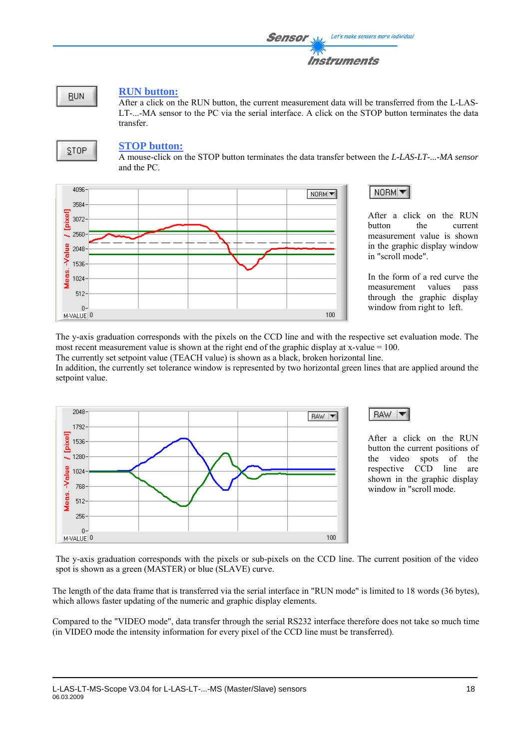RUN

## RUN button:

After a click on the RUN button, the current measurement data will be transferred from the L-LAS-LT-...-MA sensor to the PC via the serial interface. A click on the STOP button terminates the data transfer.

STOP

## STOP button:

A mouse-click on the STOP button terminates the data transfer between the *L-LAS-LT-...-MA sensor* and the PC.

NORM

After a click on the RUN button the current measurement value is shown in the graphic display window in "scroll mode".

In the form of a red curve the measurement values pass through the graphic display window from right to left.

The y-axis graduation corresponds with the pixels on the CCD line and with the respective set evaluation mode. The most recent measurement value is shown at the right end of the graphic display at x-value = 100.
The currently set setpoint value (TEACH value) is shown as a black, broken horizontal line.
In addition, the currently set tolerance window is represented by two horizontal green lines that are applied around the setpoint value.

RAW

After a click on the RUN button the current positions of the video spots of the respective CCD line are shown in the graphic display window in "scroll mode.

The y-axis graduation corresponds with the pixels or sub-pixels on the CCD line. The current position of the video spot is shown as a green (MASTER) or blue (SLAVE) curve.

The length of the data frame that is transferred via the serial interface in "RUN mode" is limited to 18 words (36 bytes), which allows faster updating of the numeric and graphic display elements.

Compared to the "VIDEO mode", data transfer through the serial RS232 interface therefore does not take so much time (in VIDEO mode the intensity information for every pixel of the CCD line must be transferred).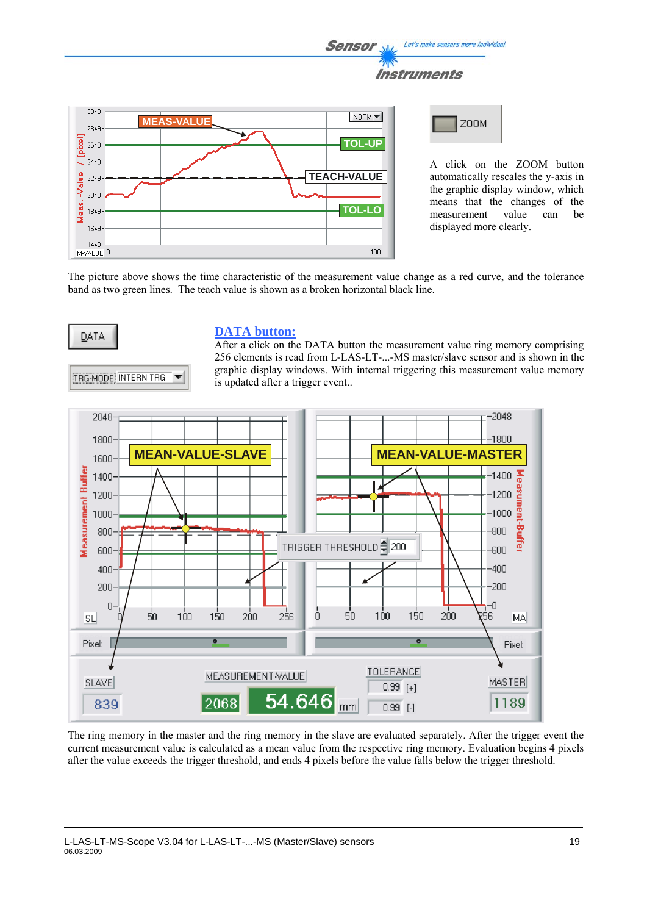A click on the ZOOM button automatically rescales the y-axis in the graphic display window, which means that the changes of the measurement value can be displayed more clearly.

The picture above shows the time characteristic of the measurement value change as a red curve, and the tolerance band as two green lines. The teach value is shown as a broken horizontal black line.

## DATA button:

After a click on the DATA button the measurement value ring memory comprising 256 elements is read from L-LAS-LT-...-MS master/slave sensor and is shown in the graphic display windows. With internal triggering this measurement value memory is updated after a trigger event..

The ring memory in the master and the ring memory in the slave are evaluated separately. After the trigger event the current measurement value is calculated as a mean value from the respective ring memory. Evaluation begins 4 pixels after the value exceeds the trigger threshold, and ends 4 pixels before the value falls below the trigger threshold.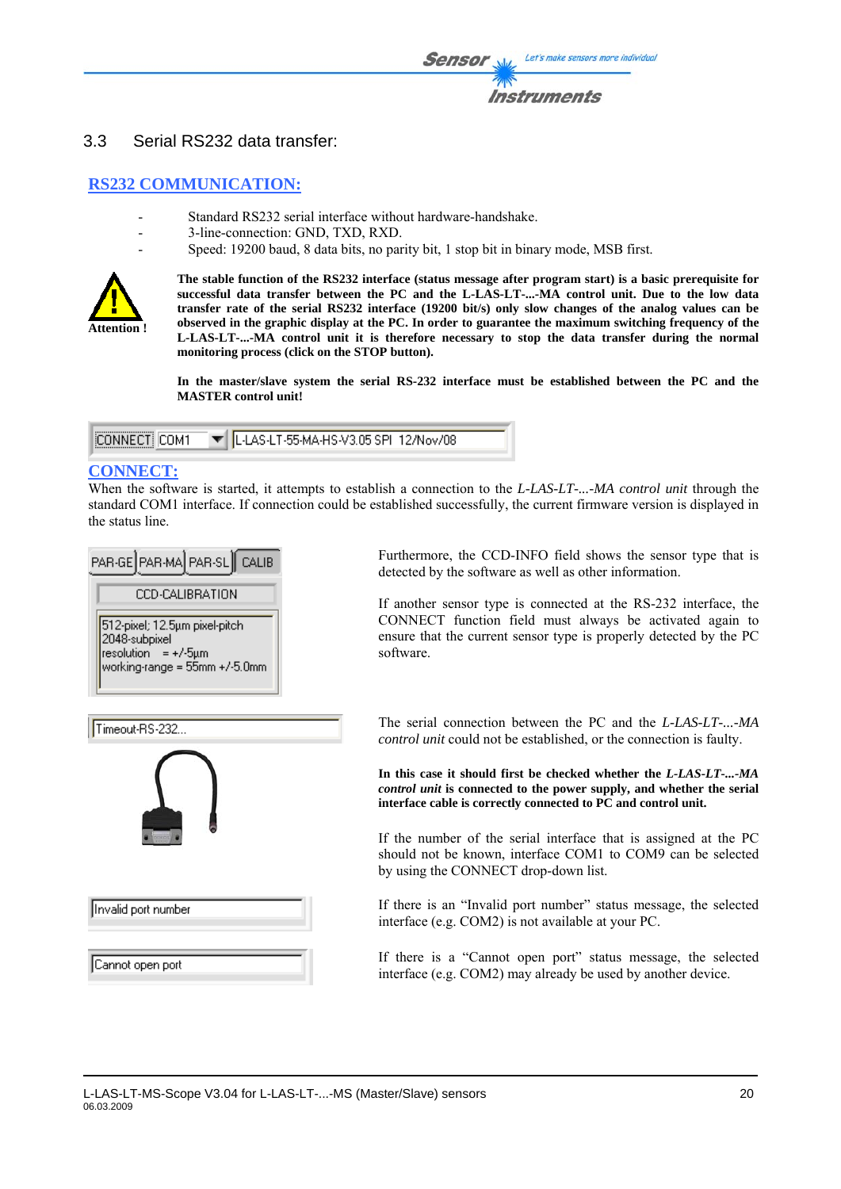### 3.3 Serial RS232 data transfer:

## RS232 COMMUNICATION:

- Standard RS232 serial interface without hardware-handshake.
- 3-line-connection: GND, TXD, RXD.
- Speed: 19200 baud, 8 data bits, no parity bit, 1 stop bit in binary mode, MSB first.

Attention !

**The stable function of the RS232 interface (status message after program start) is a basic prerequisite for successful data transfer between the PC and the L-LAS-LT-...-MA control unit. Due to the low data transfer rate of the serial RS232 interface (19200 bit/s) only slow changes of the analog values can be observed in the graphic display at the PC. In order to guarantee the maximum switching frequency of the L-LAS-LT-...-MA control unit it is therefore necessary to stop the data transfer during the normal monitoring process (click on the STOP button).**

**In the master/slave system the serial RS-232 interface must be established between the PC and the MASTER control unit!**

CONNECT COM1 L-LAS-LT-55-MA-HS-V3.05 SPI 12/Nov/08

## CONNECT:

When the software is started, it attempts to establish a connection to the *L-LAS-LT-...-MA control unit* through the standard COM1 interface. If connection could be established successfully, the current firmware version is displayed in the status line.

PAR-GE PAR-MA PAR-SL CALIB

CCD-CALIBRATION

512-pixel; 12.5µm pixel-pitch
2048-subpixel
resolution = +/-5µm
working-range = 55mm +/-5.0mm

Furthermore, the CCD-INFO field shows the sensor type that is detected by the software as well as other information.

If another sensor type is connected at the RS-232 interface, the CONNECT function field must always be activated again to ensure that the current sensor type is properly detected by the PC software.

Timeout-RS-232...

The serial connection between the PC and the *L-LAS-LT-...-MA control unit* could not be established, or the connection is faulty.

**In this case it should first be checked whether the *L-LAS-LT-...-MA control unit* is connected to the power supply, and whether the serial interface cable is correctly connected to PC and control unit.**

If the number of the serial interface that is assigned at the PC should not be known, interface COM1 to COM9 can be selected by using the CONNECT drop-down list.

Invalid port number

If there is an "Invalid port number" status message, the selected interface (e.g. COM2) is not available at your PC.

Cannot open port

If there is a "Cannot open port" status message, the selected interface (e.g. COM2) may already be used by another device.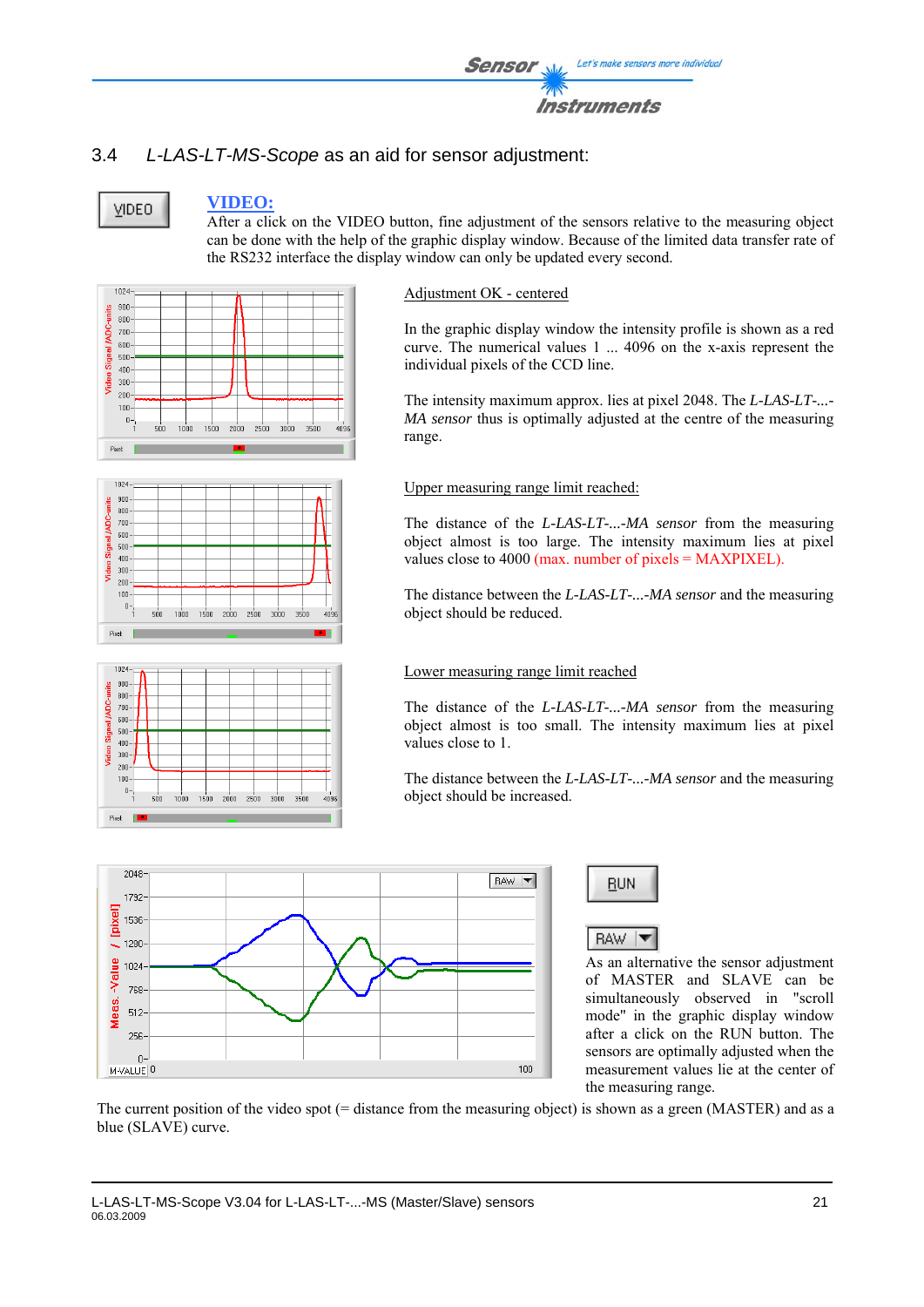## 3.4 *L-LAS-LT-MS-Scope* as an aid for sensor adjustment:

VIDEO

**VIDEO:**
After a click on the VIDEO button, fine adjustment of the sensors relative to the measuring object can be done with the help of the graphic display window. Because of the limited data transfer rate of the RS232 interface the display window can only be updated every second.

Adjustment OK - centered

In the graphic display window the intensity profile is shown as a red curve. The numerical values 1 ... 4096 on the x-axis represent the individual pixels of the CCD line.

The intensity maximum approx. lies at pixel 2048. The *L-LAS-LT-...-MA sensor* thus is optimally adjusted at the centre of the measuring range.

Upper measuring range limit reached:

The distance of the *L-LAS-LT-...-MA sensor* from the measuring object almost is too large. The intensity maximum lies at pixel values close to 4000 (max. number of pixels = MAXPIXEL).

The distance between the *L-LAS-LT-...-MA sensor* and the measuring object should be reduced.

Lower measuring range limit reached

The distance of the *L-LAS-LT-...-MA sensor* from the measuring object almost is too small. The intensity maximum lies at pixel values close to 1.

The distance between the *L-LAS-LT-...-MA sensor* and the measuring object should be increased.

RUN

RAW

As an alternative the sensor adjustment of MASTER and SLAVE can be simultaneously observed in "scroll mode" in the graphic display window after a click on the RUN button. The sensors are optimally adjusted when the measurement values lie at the center of the measuring range.

The current position of the video spot (= distance from the measuring object) is shown as a green (MASTER) and as a blue (SLAVE) curve.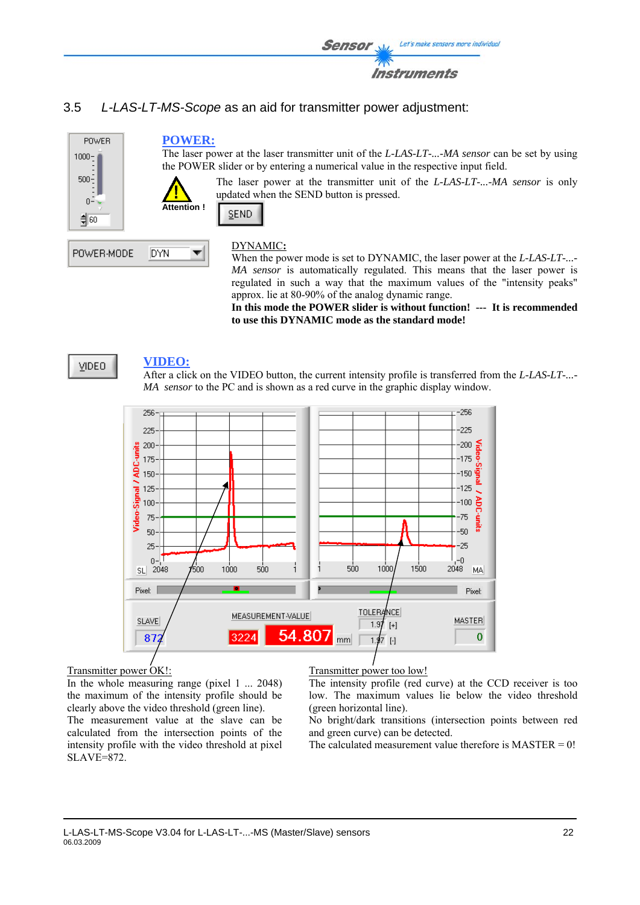## 3.5 *L-LAS-LT-MS-Scope* as an aid for transmitter power adjustment:

**POWER:**

The laser power at the laser transmitter unit of the *L-LAS-LT-...-MA sensor* can be set by using the POWER slider or by entering a numerical value in the respective input field.

Attention !

The laser power at the transmitter unit of the *L-LAS-LT-...-MA sensor* is only updated when the SEND button is pressed.

DYNAMIC:

When the power mode is set to DYNAMIC, the laser power at the *L-LAS-LT-...-MA sensor* is automatically regulated. This means that the laser power is regulated in such a way that the maximum values of the "intensity peaks" approx. lie at 80-90% of the analog dynamic range.

**In this mode the POWER slider is without function! --- It is recommended to use this DYNAMIC mode as the standard mode!**

**VIDEO:**

After a click on the VIDEO button, the current intensity profile is transferred from the *L-LAS-LT-...-MA sensor* to the PC and is shown as a red curve in the graphic display window.

Transmitter power OK!:

In the whole measuring range (pixel 1 ... 2048) the maximum of the intensity profile should be clearly above the video threshold (green line).

The measurement value at the slave can be calculated from the intersection points of the intensity profile with the video threshold at pixel SLAVE=872.

Transmitter power too low!

The intensity profile (red curve) at the CCD receiver is too low. The maximum values lie below the video threshold (green horizontal line).

No bright/dark transitions (intersection points between red and green curve) can be detected.

The calculated measurement value therefore is MASTER = 0!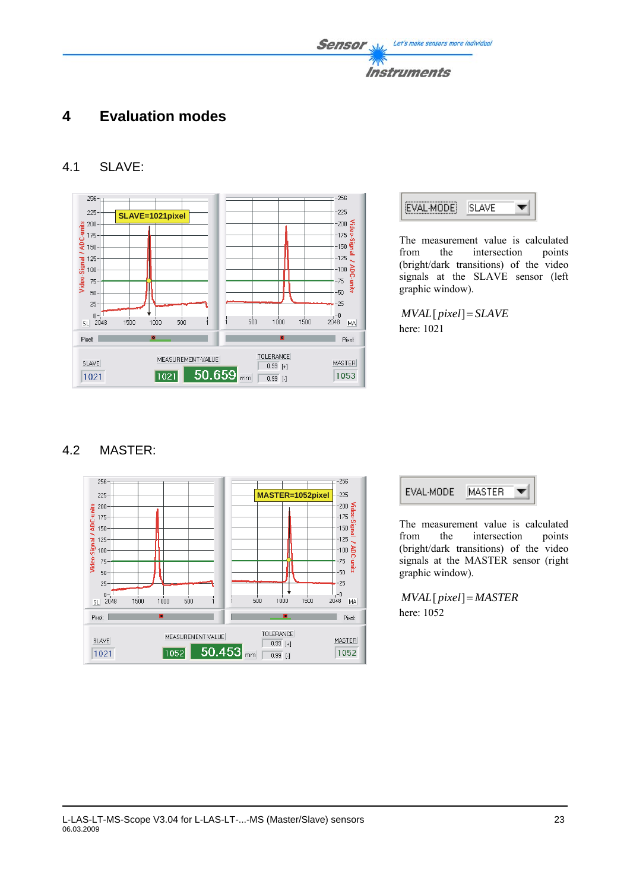# 4 Evaluation modes

## 4.1 SLAVE:

The measurement value is calculated from the intersection points (bright/dark transitions) of the video signals at the SLAVE sensor (left graphic window).

$$MVAL[pixel] = SLAVE$$

here: 1021

## 4.2 MASTER:

The measurement value is calculated from the intersection points (bright/dark transitions) of the video signals at the MASTER sensor (right graphic window).

$$MVAL[pixel] = MASTER$$

here: 1052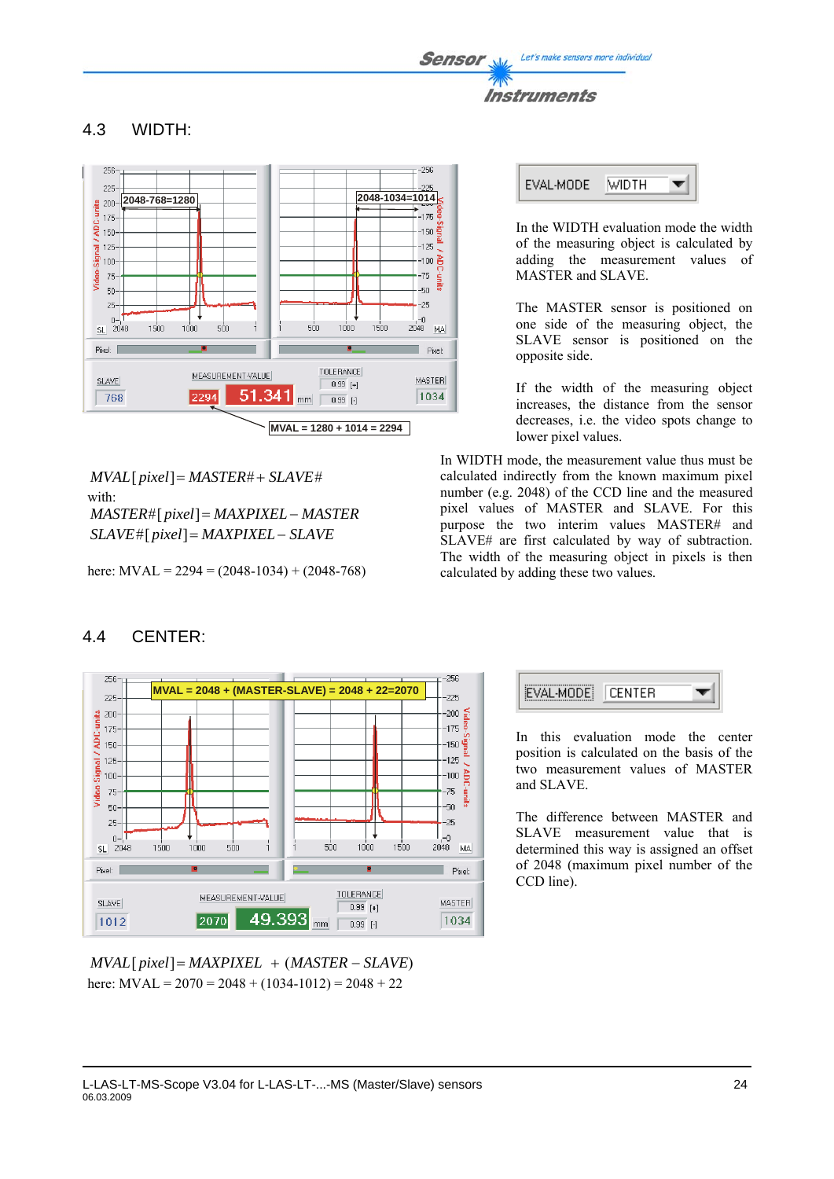## 4.3 WIDTH:

EVAL-MODE WIDTH

In the WIDTH evaluation mode the width of the measuring object is calculated by adding the measurement values of MASTER and SLAVE.

The MASTER sensor is positioned on one side of the measuring object, the SLAVE sensor is positioned on the opposite side.

If the width of the measuring object increases, the distance from the sensor decreases, i.e. the video spots change to lower pixel values.

MVAL = 1280 + 1014 = 2294

$$MVAL[pixel] = MASTER\# + SLAVE\#$$

with:

$$MASTER\#[pixel] = MAXPIXEL - MASTER$$

$$SLAVE\#[pixel] = MAXPIXEL - SLAVE$$

here: MVAL = 2294 = (2048-1034) + (2048-768)

In WIDTH mode, the measurement value thus must be calculated indirectly from the known maximum pixel number (e.g. 2048) of the CCD line and the measured pixel values of MASTER and SLAVE. For this purpose the two interim values MASTER# and SLAVE# are first calculated by way of subtraction. The width of the measuring object in pixels is then calculated by adding these two values.

## 4.4 CENTER:

EVAL-MODE CENTER

In this evaluation mode the center position is calculated on the basis of the two measurement values of MASTER and SLAVE.

The difference between MASTER and SLAVE measurement value that is determined this way is assigned an offset of 2048 (maximum pixel number of the CCD line).

$$MVAL[pixel] = MAXPIXEL + (MASTER - SLAVE)$$

here: MVAL = 2070 = 2048 + (1034-1012) = 2048 + 22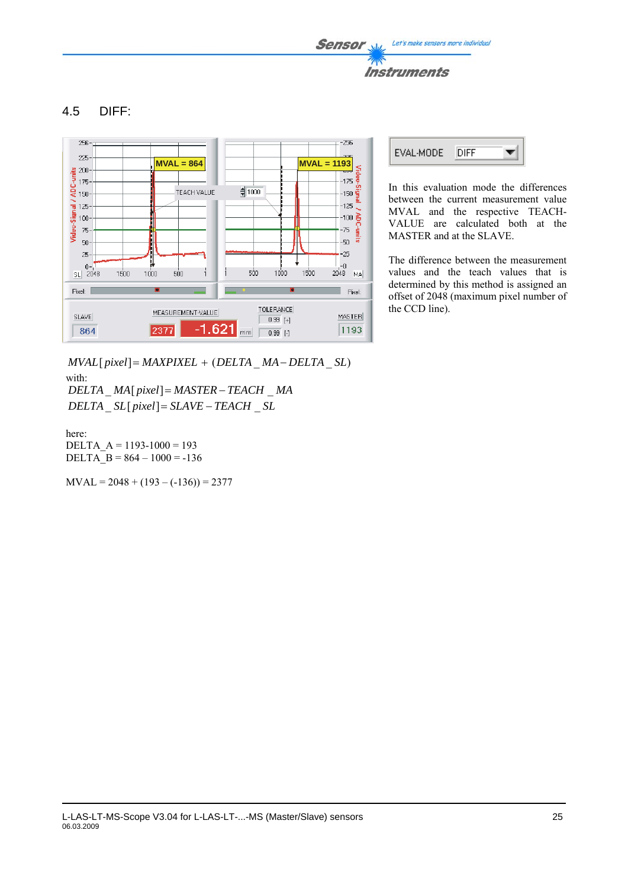## 4.5 DIFF:

In this evaluation mode the differences between the current measurement value MVAL and the respective TEACH-VALUE are calculated both at the MASTER and at the SLAVE.

The difference between the measurement values and the teach values that is determined by this method is assigned an offset of 2048 (maximum pixel number of the CCD line).

$$MVAL[pixel] = MAXPIXEL + (DELTA\_MA - DELTA\_SL)$$

with:

$$DELTA\_MA[pixel] = MASTER - TEACH\_MA$$

$$DELTA\_SL[pixel] = SLAVE - TEACH\_SL$$

here:
DELTA_A = 1193-1000 = 193
DELTA_B = 864 – 1000 = -136

MVAL = 2048 + (193 – (-136)) = 2377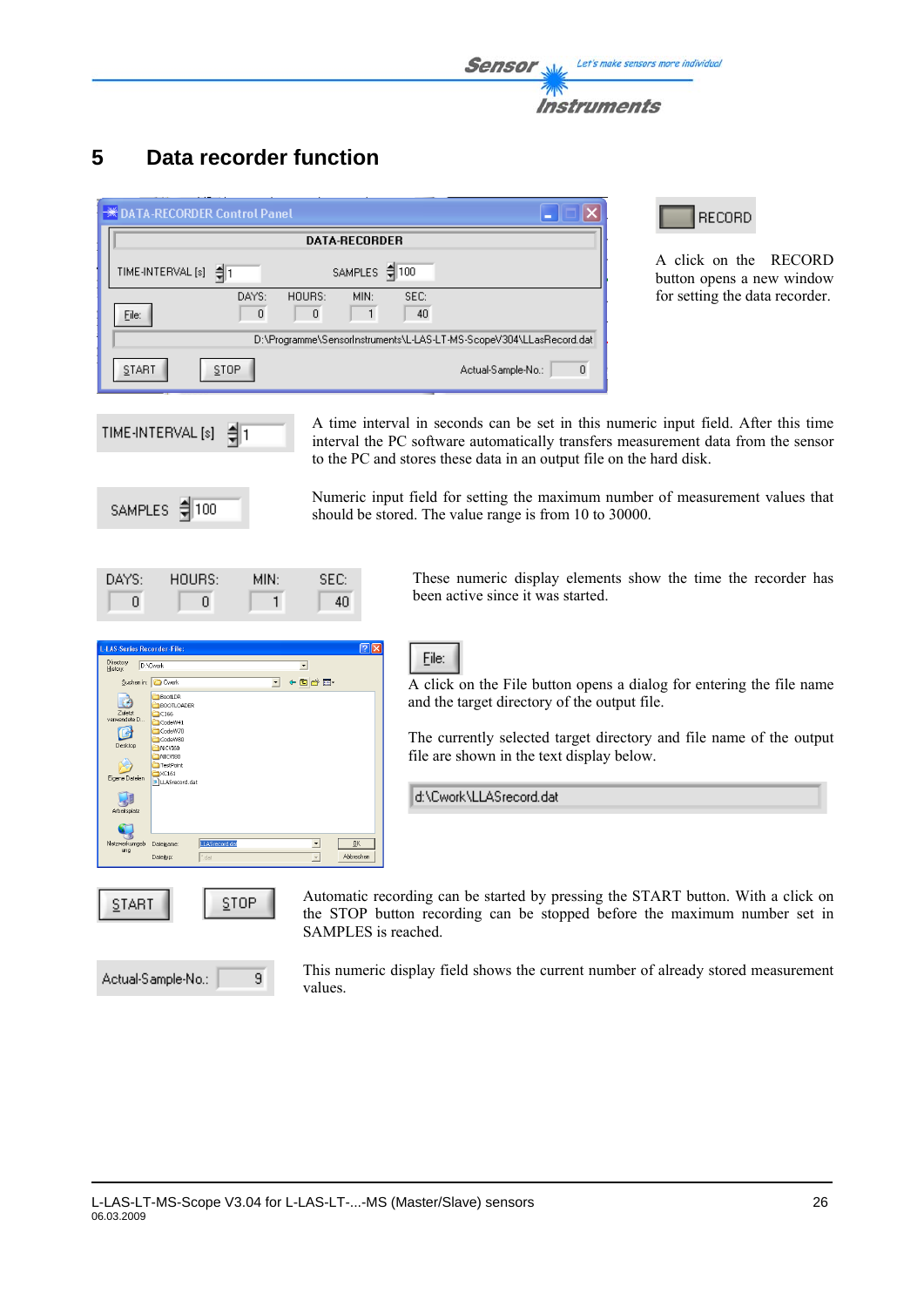# 5 Data recorder function

A click on the RECORD button opens a new window for setting the data recorder.

A time interval in seconds can be set in this numeric input field. After this time interval the PC software automatically transfers measurement data from the sensor to the PC and stores these data in an output file on the hard disk.

Numeric input field for setting the maximum number of measurement values that should be stored. The value range is from 10 to 30000.

These numeric display elements show the time the recorder has been active since it was started.

A click on the File button opens a dialog for entering the file name and the target directory of the output file.

The currently selected target directory and file name of the output file are shown in the text display below.

Automatic recording can be started by pressing the START button. With a click on the STOP button recording can be stopped before the maximum number set in SAMPLES is reached.

This numeric display field shows the current number of already stored measurement values.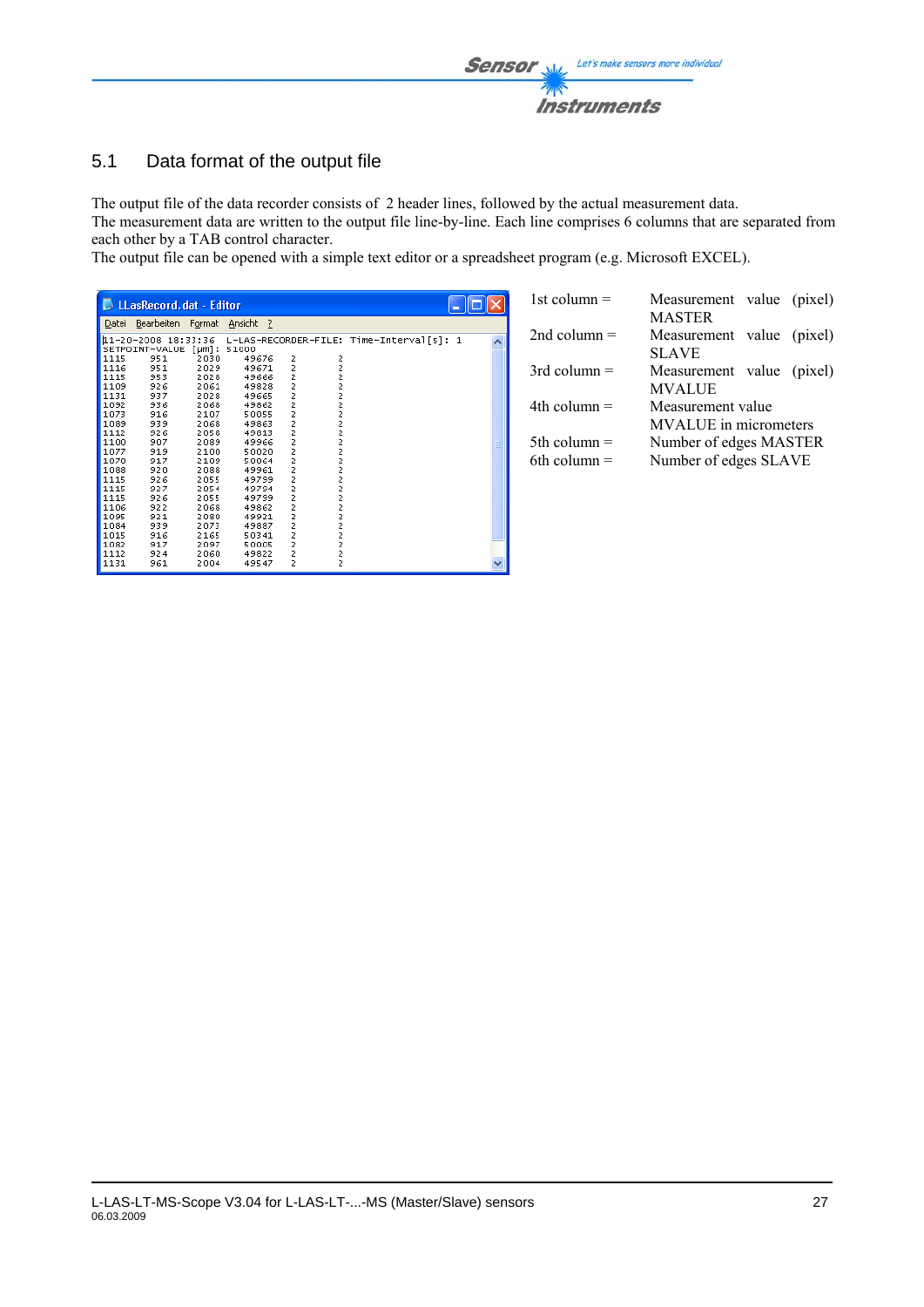## 5.1 Data format of the output file

The output file of the data recorder consists of 2 header lines, followed by the actual measurement data.
The measurement data are written to the output file line-by-line. Each line comprises 6 columns that are separated from each other by a TAB control character.
The output file can be opened with a simple text editor or a spreadsheet program (e.g. Microsoft EXCEL).

LLasRecord.dat - Editor

Datei Bearbeiten Format Ansicht ?

```
11-20-2008 18:33:36  L-LAS-RECORDER-FILE: Time-Interval[s]: 1
SETPOINT-VALUE [µm]: 51000
1115    951    2030    49676   2    2
1116    951    2029    49671   2    2
1115    953    2028    49666   2    2
1109    926    2061    49828   2    2
1131    937    2028    49665   2    2
1092    936    2068    49862   2    2
1073    916    2107    50055   2    2
1089    939    2068    49863   2    2
1112    926    2058    49813   2    2
1100    907    2089    49966   2    2
1077    919    2100    50020   2    2
1070    917    2109    50064   2    2
1088    920    2088    49961   2    2
1115    926    2055    49799   2    2
1115    927    2054    49794   2    2
1115    926    2055    49799   2    2
1106    922    2068    49862   2    2
1095    921    2080    49921   2    2
1084    939    2073    49887   2    2
1015    916    2165    50341   2    2
1082    917    2097    50005   2    2
1112    924    2060    49822   2    2
1131    961    2004    49547   2    2
```

| | |
|---|---|
| 1st column = | Measurement value (pixel) MASTER |
| 2nd column = | Measurement value (pixel) SLAVE |
| 3rd column = | Measurement value (pixel) MVALUE |
| 4th column = | Measurement value MVALUE in micrometers |
| 5th column = | Number of edges MASTER |
| 6th column = | Number of edges SLAVE |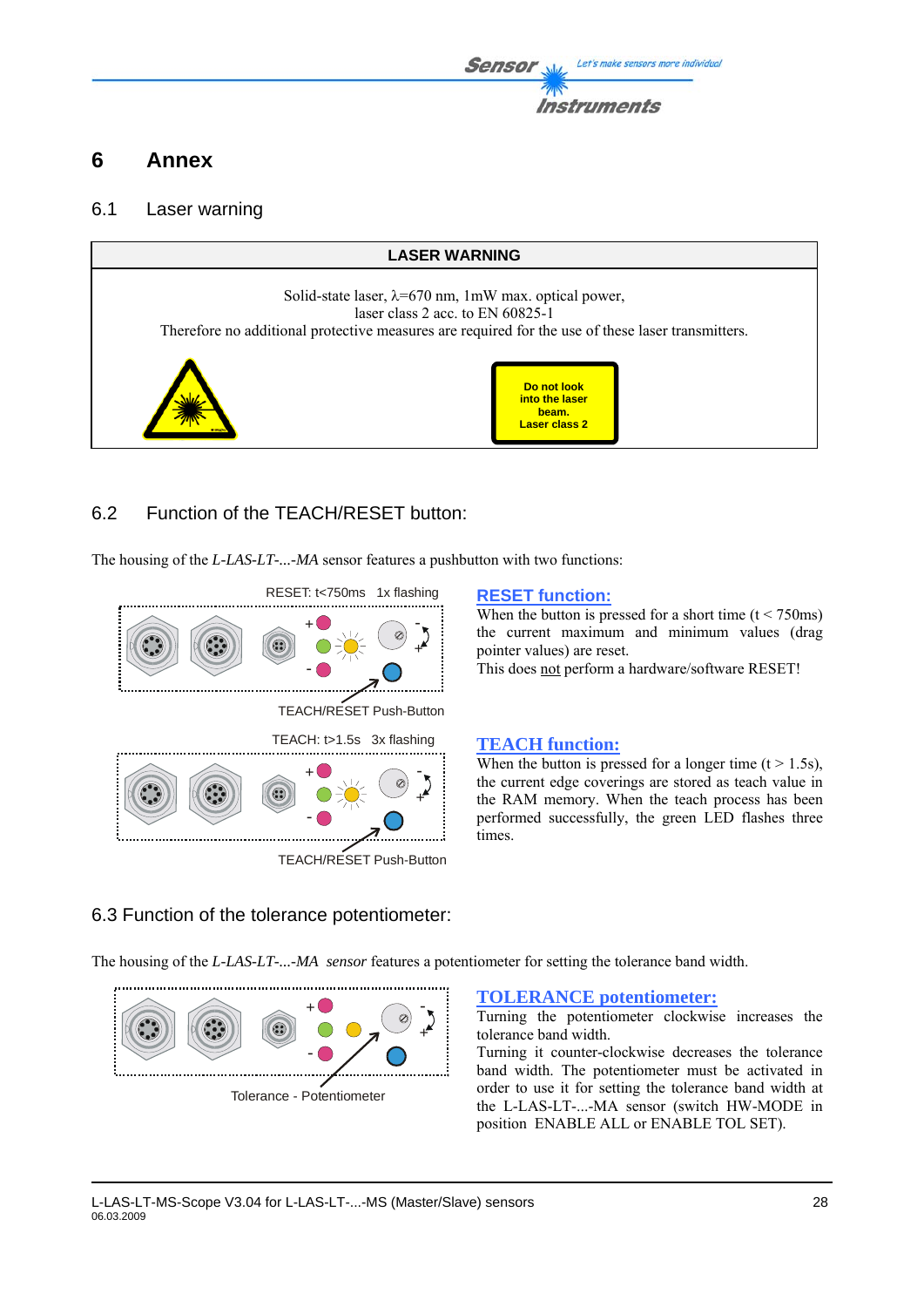# 6 Annex

## 6.1 Laser warning

| LASER WARNING |
|---|
| Solid-state laser, λ=670 nm, 1mW max. optical power, laser class 2 acc. to EN 60825-1 Therefore no additional protective measures are required for the use of these laser transmitters. |
| Do not look into the laser beam. Laser class 2 |

## 6.2 Function of the TEACH/RESET button:

The housing of the *L-LAS-LT-...-MA* sensor features a pushbutton with two functions:

RESET: t<750ms 1x flashing

TEACH/RESET Push-Button

**RESET function:**

When the button is pressed for a short time (t < 750ms) the current maximum and minimum values (drag pointer values) are reset.

This does not perform a hardware/software RESET!

TEACH: t>1.5s 3x flashing

TEACH/RESET Push-Button

**TEACH function:**

When the button is pressed for a longer time (t > 1.5s), the current edge coverings are stored as teach value in the RAM memory. When the teach process has been performed successfully, the green LED flashes three times.

## 6.3 Function of the tolerance potentiometer:

The housing of the *L-LAS-LT-...-MA sensor* features a potentiometer for setting the tolerance band width.

Tolerance - Potentiometer

**TOLERANCE potentiometer:**

Turning the potentiometer clockwise increases the tolerance band width.

Turning it counter-clockwise decreases the tolerance band width. The potentiometer must be activated in order to use it for setting the tolerance band width at the L-LAS-LT-...-MA sensor (switch HW-MODE in position ENABLE ALL or ENABLE TOL SET).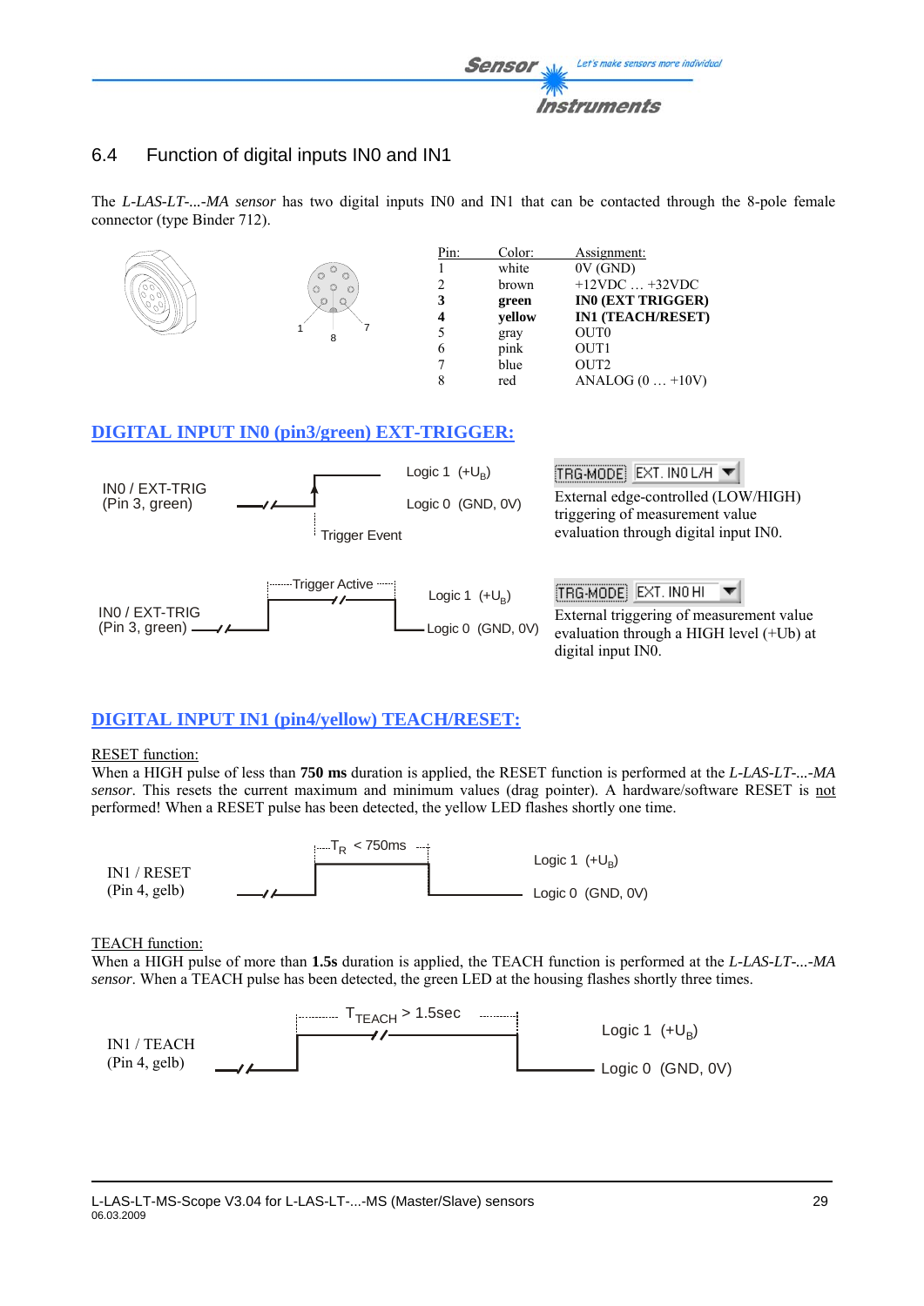## 6.4 Function of digital inputs IN0 and IN1

The *L-LAS-LT-...-MA sensor* has two digital inputs IN0 and IN1 that can be contacted through the 8-pole female connector (type Binder 712).

| Pin: | Color: | Assignment: |
|---|---|---|
| 1 | white | 0V (GND) |
| 2 | brown | +12VDC … +32VDC |
| **3** | **green** | **IN0 (EXT TRIGGER)** |
| **4** | **yellow** | **IN1 (TEACH/RESET)** |
| 5 | gray | OUT0 |
| 6 | pink | OUT1 |
| 7 | blue | OUT2 |
| 8 | red | ANALOG (0 … +10V) |

## DIGITAL INPUT IN0 (pin3/green) EXT-TRIGGER:

IN0 / EXT-TRIG (Pin 3, green) — Logic 1 ($+U_B$), Logic 0 (GND, 0V), Trigger Event

TRG-MODE: EXT. IN0 L/H

External edge-controlled (LOW/HIGH) triggering of measurement value evaluation through digital input IN0.

IN0 / EXT-TRIG (Pin 3, green) — Trigger Active, Logic 1 ($+U_B$), Logic 0 (GND, 0V)

TRG-MODE: EXT. IN0 HI

External triggering of measurement value evaluation through a HIGH level (+Ub) at digital input IN0.

## DIGITAL INPUT IN1 (pin4/yellow) TEACH/RESET:

RESET function:

When a HIGH pulse of less than **750 ms** duration is applied, the RESET function is performed at the *L-LAS-LT-...-MA sensor*. This resets the current maximum and minimum values (drag pointer). A hardware/software RESET is not performed! When a RESET pulse has been detected, the yellow LED flashes shortly one time.

IN1 / RESET (Pin 4, gelb) — $T_R$ < 750ms, Logic 1 ($+U_B$), Logic 0 (GND, 0V)

TEACH function:

When a HIGH pulse of more than **1.5s** duration is applied, the TEACH function is performed at the *L-LAS-LT-...-MA sensor*. When a TEACH pulse has been detected, the green LED at the housing flashes shortly three times.

IN1 / TEACH (Pin 4, gelb) — $T_{TEACH}$ > 1.5sec, Logic 1 ($+U_B$), Logic 0 (GND, 0V)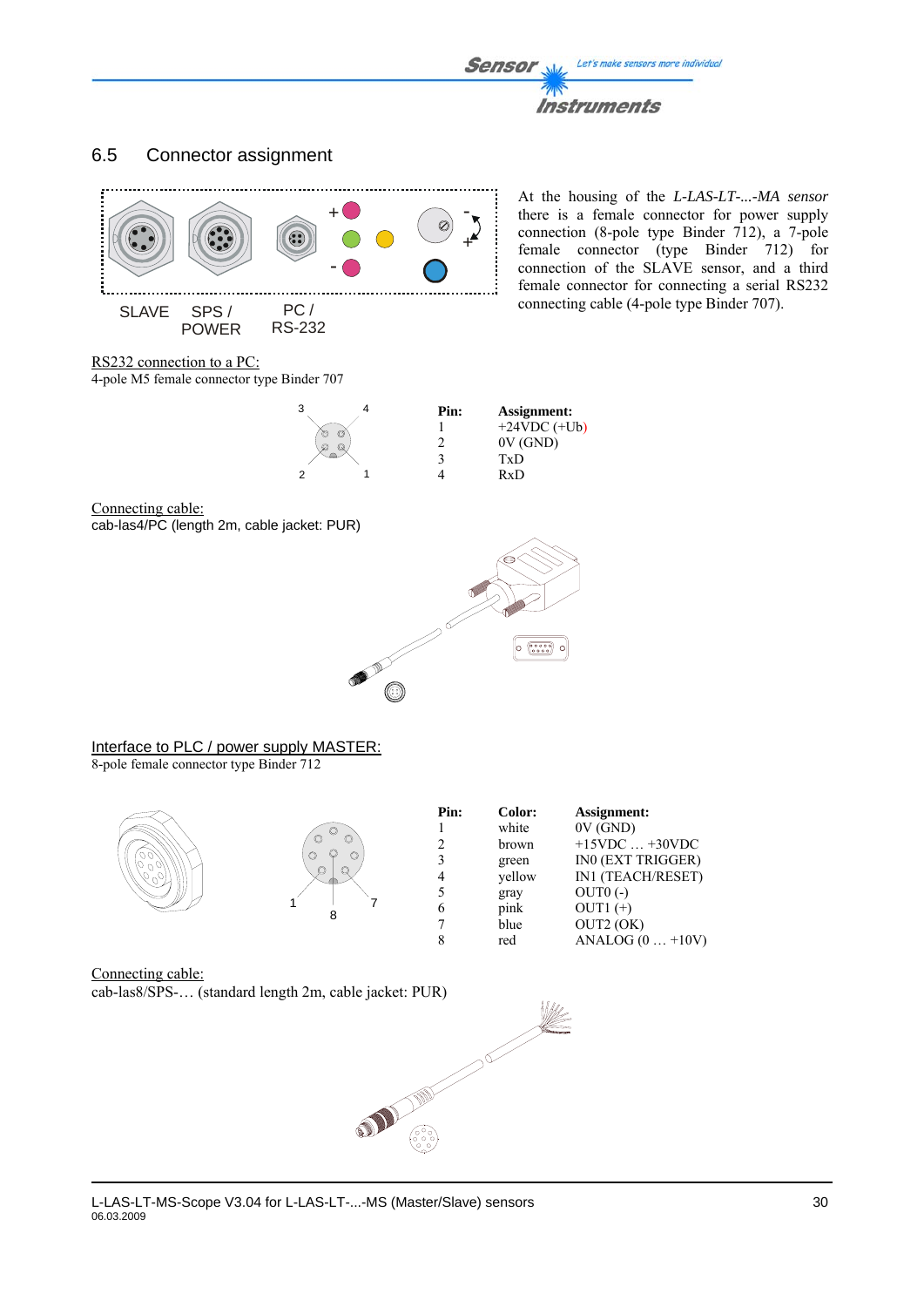## 6.5 Connector assignment

SLAVE SPS / POWER PC / RS-232

At the housing of the *L-LAS-LT-...-MA sensor* there is a female connector for power supply connection (8-pole type Binder 712), a 7-pole female connector (type Binder 712) for connection of the SLAVE sensor, and a third female connector for connecting a serial RS232 connecting cable (4-pole type Binder 707).

RS232 connection to a PC:
4-pole M5 female connector type Binder 707

| Pin: | Assignment: |
|---|---|
| 1 | +24VDC (+Ub) |
| 2 | 0V (GND) |
| 3 | TxD |
| 4 | RxD |

Connecting cable:
cab-las4/PC (length 2m, cable jacket: PUR)

Interface to PLC / power supply MASTER:
8-pole female connector type Binder 712

| Pin: | Color: | Assignment: |
|---|---|---|
| 1 | white | 0V (GND) |
| 2 | brown | +15VDC … +30VDC |
| 3 | green | IN0 (EXT TRIGGER) |
| 4 | yellow | IN1 (TEACH/RESET) |
| 5 | gray | OUT0 (-) |
| 6 | pink | OUT1 (+) |
| 7 | blue | OUT2 (OK) |
| 8 | red | ANALOG (0 … +10V) |

Connecting cable:
cab-las8/SPS-… (standard length 2m, cable jacket: PUR)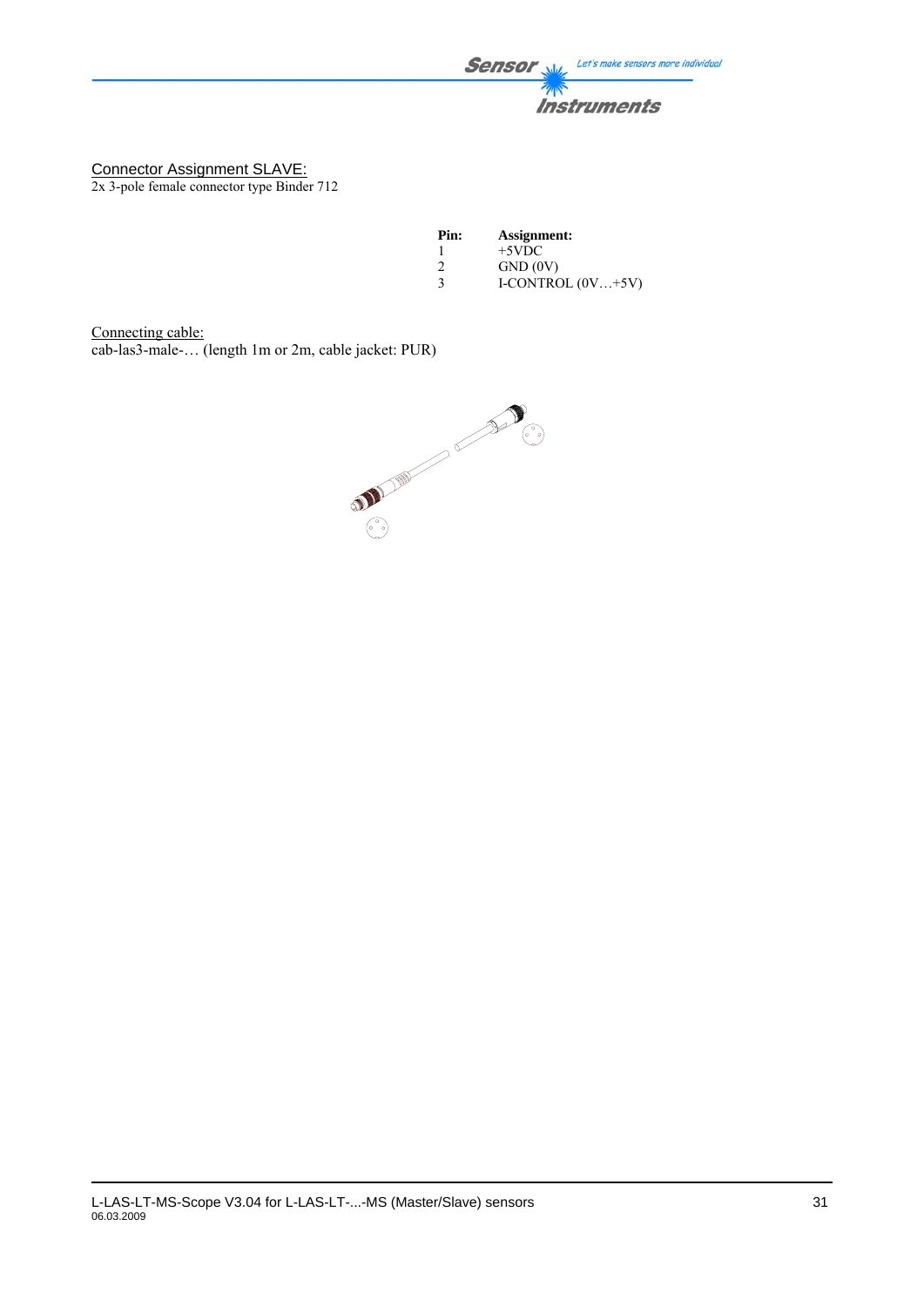## Connector Assignment SLAVE:

2x 3-pole female connector type Binder 712

| Pin: | Assignment: |
|---|---|
| 1 | +5VDC |
| 2 | GND (0V) |
| 3 | I-CONTROL (0V…+5V) |

Connecting cable:

cab-las3-male-… (length 1m or 2m, cable jacket: PUR)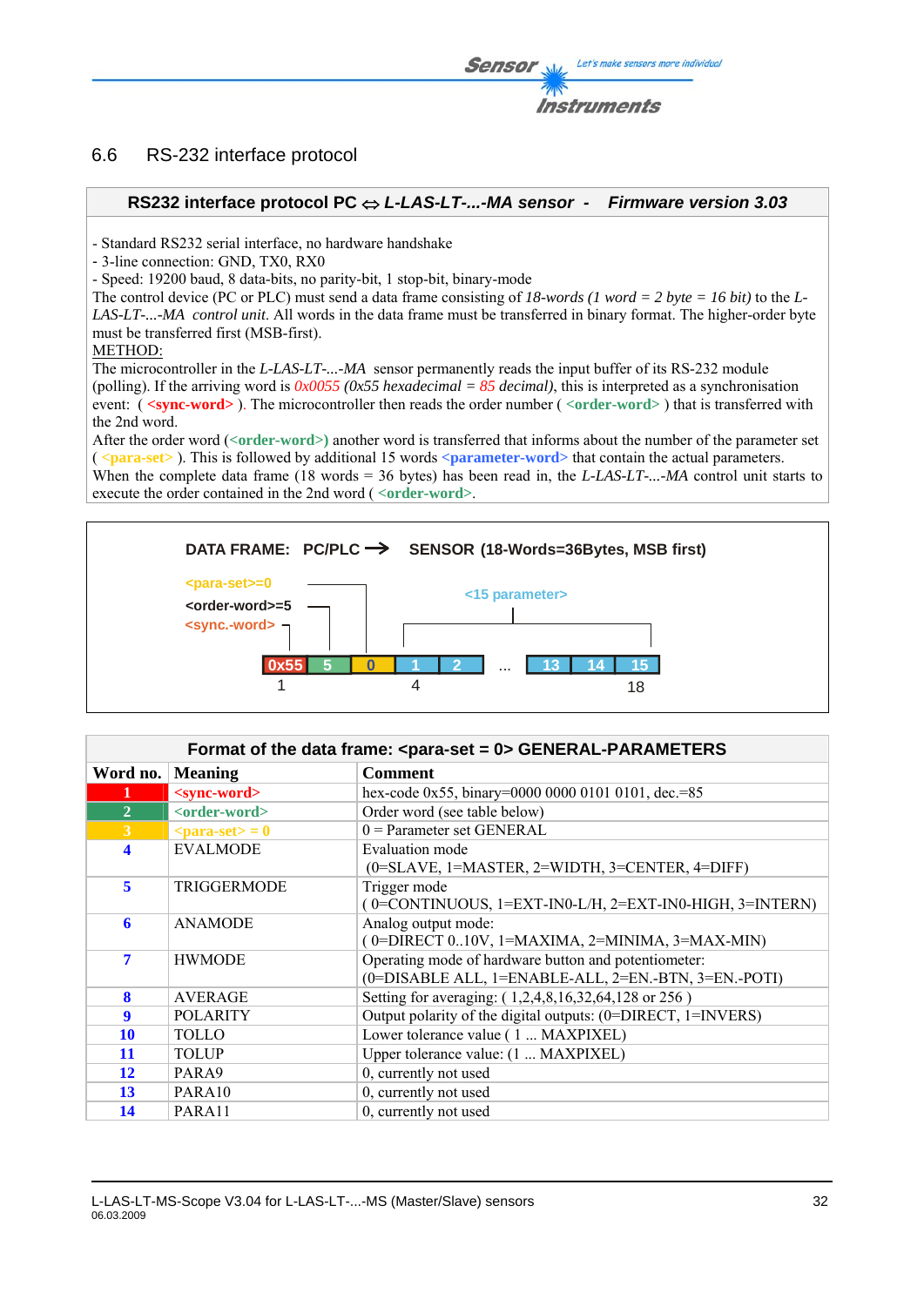## 6.6 RS-232 interface protocol

**RS232 interface protocol PC ⇔ *L-LAS-LT-...-MA sensor* - *Firmware version 3.03***

- Standard RS232 serial interface, no hardware handshake
- 3-line connection: GND, TX0, RX0
- Speed: 19200 baud, 8 data-bits, no parity-bit, 1 stop-bit, binary-mode

The control device (PC or PLC) must send a data frame consisting of *18-words (1 word = 2 byte = 16 bit)* to the *L-LAS-LT-...-MA control unit*. All words in the data frame must be transferred in binary format. The higher-order byte must be transferred first (MSB-first).

METHOD:

The microcontroller in the *L-LAS-LT-...-MA* sensor permanently reads the input buffer of its RS-232 module (polling). If the arriving word is *0x0055 (0x55 hexadecimal = 85 decimal)*, this is interpreted as a synchronisation event: ( **<sync-word>** ). The microcontroller then reads the order number ( **<order-word>** ) that is transferred with the 2nd word.

After the order word (**<order-word>**) another word is transferred that informs about the number of the parameter set ( **<para-set>** ). This is followed by additional 15 words **<parameter-word>** that contain the actual parameters.

When the complete data frame (18 words = 36 bytes) has been read in, the *L-LAS-LT-...-MA* control unit starts to execute the order contained in the 2nd word ( **<order-word>**.

**DATA FRAME: PC/PLC → SENSOR (18-Words=36Bytes, MSB first)**

<para-set>=0
<order-word>=5
<sync.-word>
<15 parameter>

| 0x55 | 5 | 0 | 1 | 2 | ... | 13 | 14 | 15 |
|---|---|---|---|---|---|---|---|---|
| 1 | | | 4 | | | | | 18 |

**Format of the data frame: <para-set = 0> GENERAL-PARAMETERS**

| Word no. | Meaning | Comment |
|---|---|---|
| 1 | <sync-word> | hex-code 0x55, binary=0000 0000 0101 0101, dec.=85 |
| 2 | <order-word> | Order word (see table below) |
| 3 | <para-set> = 0 | 0 = Parameter set GENERAL |
| 4 | EVALMODE | Evaluation mode (0=SLAVE, 1=MASTER, 2=WIDTH, 3=CENTER, 4=DIFF) |
| 5 | TRIGGERMODE | Trigger mode ( 0=CONTINUOUS, 1=EXT-IN0-L/H, 2=EXT-IN0-HIGH, 3=INTERN) |
| 6 | ANAMODE | Analog output mode: ( 0=DIRECT 0..10V, 1=MAXIMA, 2=MINIMA, 3=MAX-MIN) |
| 7 | HWMODE | Operating mode of hardware button and potentiometer: (0=DISABLE ALL, 1=ENABLE-ALL, 2=EN.-BTN, 3=EN.-POTI) |
| 8 | AVERAGE | Setting for averaging: ( 1,2,4,8,16,32,64,128 or 256 ) |
| 9 | POLARITY | Output polarity of the digital outputs: (0=DIRECT, 1=INVERS) |
| 10 | TOLLO | Lower tolerance value ( 1 ... MAXPIXEL) |
| 11 | TOLUP | Upper tolerance value: (1 ... MAXPIXEL) |
| 12 | PARA9 | 0, currently not used |
| 13 | PARA10 | 0, currently not used |
| 14 | PARA11 | 0, currently not used |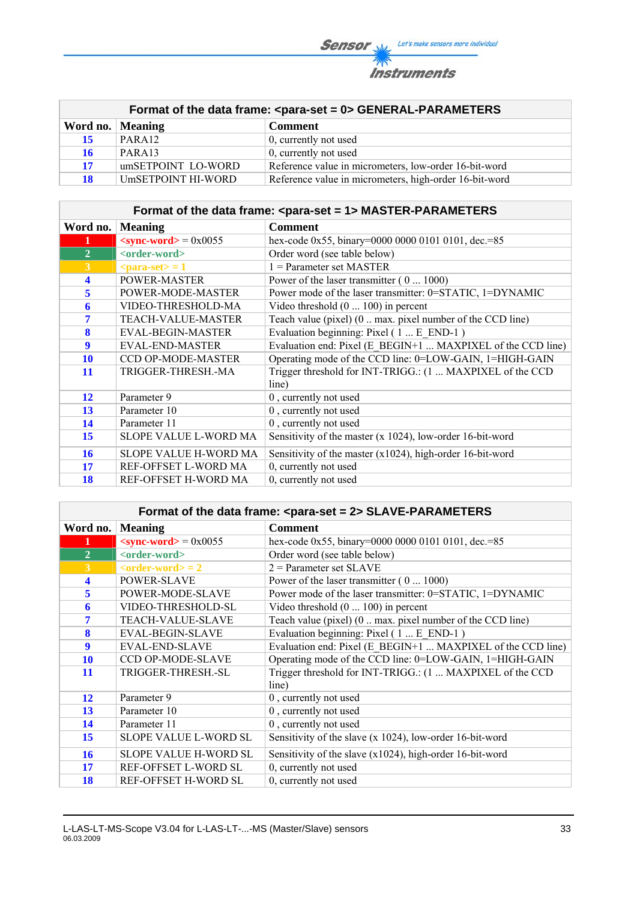| Format of the data frame: <para-set = 0> GENERAL-PARAMETERS | | |
|---|---|---|
| **Word no.** | **Meaning** | **Comment** |
| 15 | PARA12 | 0, currently not used |
| 16 | PARA13 | 0, currently not used |
| 17 | umSETPOINT LO-WORD | Reference value in micrometers, low-order 16-bit-word |
| 18 | UmSETPOINT HI-WORD | Reference value in micrometers, high-order 16-bit-word |

| Format of the data frame: <para-set = 1> MASTER-PARAMETERS | | |
|---|---|---|
| **Word no.** | **Meaning** | **Comment** |
| 1 | <sync-word> = 0x0055 | hex-code 0x55, binary=0000 0000 0101 0101, dec.=85 |
| 2 | <order-word> | Order word (see table below) |
| 3 | <para-set> = 1 | 1 = Parameter set MASTER |
| 4 | POWER-MASTER | Power of the laser transmitter ( 0 ... 1000) |
| 5 | POWER-MODE-MASTER | Power mode of the laser transmitter: 0=STATIC, 1=DYNAMIC |
| 6 | VIDEO-THRESHOLD-MA | Video threshold (0 ... 100) in percent |
| 7 | TEACH-VALUE-MASTER | Teach value (pixel) (0 .. max. pixel number of the CCD line) |
| 8 | EVAL-BEGIN-MASTER | Evaluation beginning: Pixel ( 1 ... E_END-1 ) |
| 9 | EVAL-END-MASTER | Evaluation end: Pixel (E_BEGIN+1 ... MAXPIXEL of the CCD line) |
| 10 | CCD OP-MODE-MASTER | Operating mode of the CCD line: 0=LOW-GAIN, 1=HIGH-GAIN |
| 11 | TRIGGER-THRESH.-MA | Trigger threshold for INT-TRIGG.: (1 ... MAXPIXEL of the CCD line) |
| 12 | Parameter 9 | 0 , currently not used |
| 13 | Parameter 10 | 0 , currently not used |
| 14 | Parameter 11 | 0 , currently not used |
| 15 | SLOPE VALUE L-WORD MA | Sensitivity of the master (x 1024), low-order 16-bit-word |
| 16 | SLOPE VALUE H-WORD MA | Sensitivity of the master (x1024), high-order 16-bit-word |
| 17 | REF-OFFSET L-WORD MA | 0, currently not used |
| 18 | REF-OFFSET H-WORD MA | 0, currently not used |

| Format of the data frame: <para-set = 2> SLAVE-PARAMETERS | | |
|---|---|---|
| **Word no.** | **Meaning** | **Comment** |
| 1 | <sync-word> = 0x0055 | hex-code 0x55, binary=0000 0000 0101 0101, dec.=85 |
| 2 | <order-word> | Order word (see table below) |
| 3 | <order-word> = 2 | 2 = Parameter set SLAVE |
| 4 | POWER-SLAVE | Power of the laser transmitter ( 0 ... 1000) |
| 5 | POWER-MODE-SLAVE | Power mode of the laser transmitter: 0=STATIC, 1=DYNAMIC |
| 6 | VIDEO-THRESHOLD-SL | Video threshold (0 ... 100) in percent |
| 7 | TEACH-VALUE-SLAVE | Teach value (pixel) (0 .. max. pixel number of the CCD line) |
| 8 | EVAL-BEGIN-SLAVE | Evaluation beginning: Pixel ( 1 ... E_END-1 ) |
| 9 | EVAL-END-SLAVE | Evaluation end: Pixel (E_BEGIN+1 ... MAXPIXEL of the CCD line) |
| 10 | CCD OP-MODE-SLAVE | Operating mode of the CCD line: 0=LOW-GAIN, 1=HIGH-GAIN |
| 11 | TRIGGER-THRESH.-SL | Trigger threshold for INT-TRIGG.: (1 ... MAXPIXEL of the CCD line) |
| 12 | Parameter 9 | 0 , currently not used |
| 13 | Parameter 10 | 0 , currently not used |
| 14 | Parameter 11 | 0 , currently not used |
| 15 | SLOPE VALUE L-WORD SL | Sensitivity of the slave (x 1024), low-order 16-bit-word |
| 16 | SLOPE VALUE H-WORD SL | Sensitivity of the slave (x1024), high-order 16-bit-word |
| 17 | REF-OFFSET L-WORD SL | 0, currently not used |
| 18 | REF-OFFSET H-WORD SL | 0, currently not used |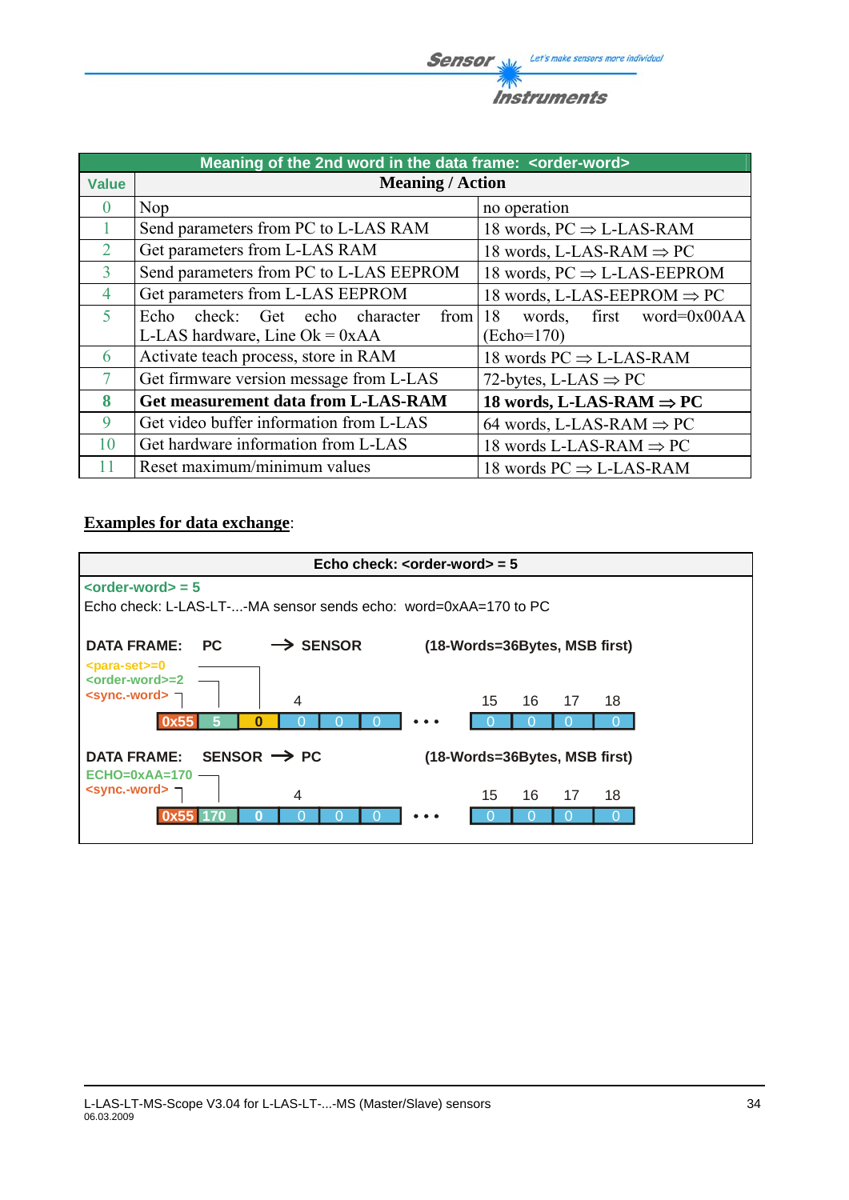| Meaning of the 2nd word in the data frame: <order-word> | | |
|---|---|---|
| **Value** | **Meaning / Action** | |
| 0 | Nop | no operation |
| 1 | Send parameters from PC to L-LAS RAM | 18 words, PC ⇒ L-LAS-RAM |
| 2 | Get parameters from L-LAS RAM | 18 words, L-LAS-RAM ⇒ PC |
| 3 | Send parameters from PC to L-LAS EEPROM | 18 words, PC ⇒ L-LAS-EEPROM |
| 4 | Get parameters from L-LAS EEPROM | 18 words, L-LAS-EEPROM ⇒ PC |
| 5 | Echo check: Get echo character from L-LAS hardware, Line Ok = 0xAA | 18 words, first word=0x00AA (Echo=170) |
| 6 | Activate teach process, store in RAM | 18 words PC ⇒ L-LAS-RAM |
| 7 | Get firmware version message from L-LAS | 72-bytes, L-LAS ⇒ PC |
| **8** | **Get measurement data from L-LAS-RAM** | **18 words, L-LAS-RAM ⇒ PC** |
| 9 | Get video buffer information from L-LAS | 64 words, L-LAS-RAM ⇒ PC |
| 10 | Get hardware information from L-LAS | 18 words L-LAS-RAM ⇒ PC |
| 11 | Reset maximum/minimum values | 18 words PC ⇒ L-LAS-RAM |

**Examples for data exchange**:

**Echo check: <order-word> = 5**

<order-word> = 5

Echo check: L-LAS-LT-...-MA sensor sends echo: word=0xAA=170 to PC

**DATA FRAME: PC → SENSOR** (18-Words=36Bytes, MSB first)

<para-set>=0
<order-word>=2
<sync.-word>

| | | | 4 | | | ... | 15 | 16 | 17 | 18 |
|---|---|---|---|---|---|---|---|---|---|---|
| 0x55 | 5 | 0 | 0 | 0 | 0 | • • • | 0 | 0 | 0 | 0 |

**DATA FRAME: SENSOR → PC** (18-Words=36Bytes, MSB first)

ECHO=0xAA=170
<sync.-word>

| | | | 4 | | | ... | 15 | 16 | 17 | 18 |
|---|---|---|---|---|---|---|---|---|---|---|
| 0x55 | 170 | 0 | 0 | 0 | 0 | • • • | 0 | 0 | 0 | 0 |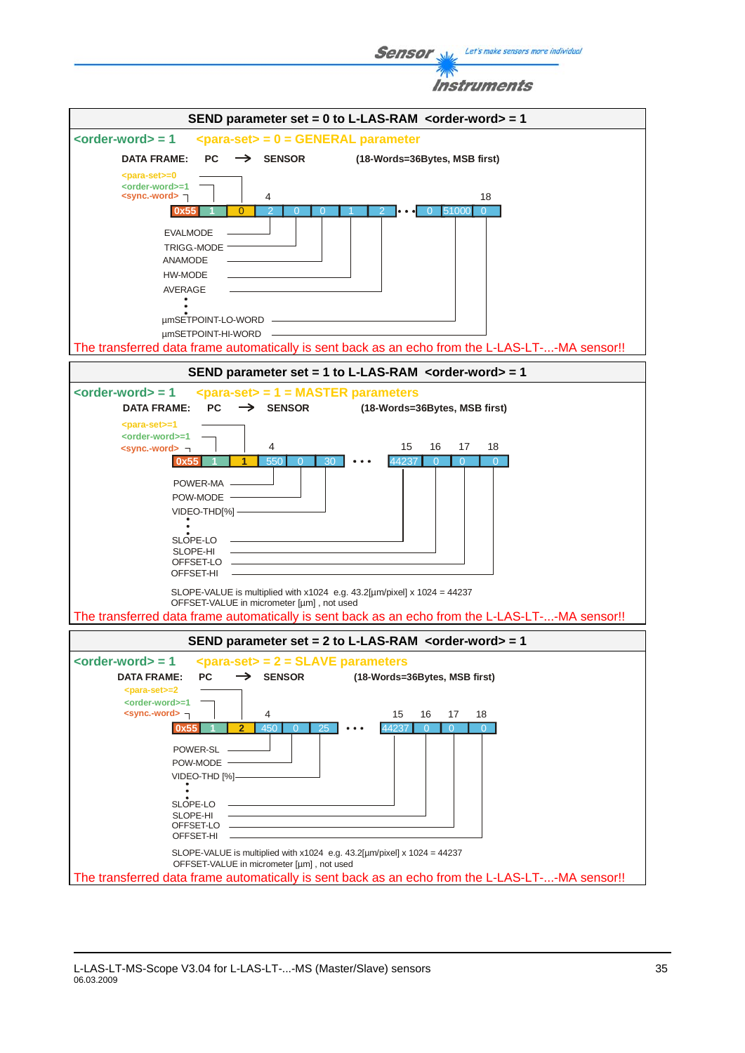## SEND parameter set = 0 to L-LAS-RAM <order-word> = 1

**<order-word> = 1** **<para-set> = 0 = GENERAL parameter**

**DATA FRAME: PC → SENSOR (18-Words=36Bytes, MSB first)**

<para-set>=0
<order-word>=1
<sync.-word>

| 0x55 | 1 | 0 | 2 | 0 | 0 | 1 | 2 | • • • | 0 | 51000 | 0 |
|---|---|---|---|---|---|---|---|---|---|---|---|
| | | | 4 | | | | | | | | 18 |

- EVALMODE
- TRIGG.-MODE
- ANAMODE
- HW-MODE
- AVERAGE
- ⋮
- µmSETPOINT-LO-WORD
- µmSETPOINT-HI-WORD

The transferred data frame automatically is sent back as an echo from the L-LAS-LT-...-MA sensor!!

## SEND parameter set = 1 to L-LAS-RAM <order-word> = 1

**<order-word> = 1** **<para-set> = 1 = MASTER parameters**

**DATA FRAME: PC → SENSOR (18-Words=36Bytes, MSB first)**

<para-set>=1
<order-word>=1
<sync.-word>

| 0x55 | 1 | 1 | 550 | 0 | 30 | • • • | 44237 | 0 | 0 | 0 |
|---|---|---|---|---|---|---|---|---|---|---|
| | | | 4 | | | | 15 | 16 | 17 | 18 |

- POWER-MA
- POW-MODE
- VIDEO-THD[%]
- ⋮
- SLOPE-LO
- SLOPE-HI
- OFFSET-LO
- OFFSET-HI

SLOPE-VALUE is multiplied with x1024 e.g. 43.2[µm/pixel] x 1024 = 44237
OFFSET-VALUE in micrometer [µm] , not used

The transferred data frame automatically is sent back as an echo from the L-LAS-LT-...-MA sensor!!

## SEND parameter set = 2 to L-LAS-RAM <order-word> = 1

**<order-word> = 1** **<para-set> = 2 = SLAVE parameters**

**DATA FRAME: PC → SENSOR (18-Words=36Bytes, MSB first)**

<para-set>=2
<order-word>=1
<sync.-word>

| 0x55 | 1 | 2 | 450 | 0 | 25 | • • • | 44237 | 0 | 0 | 0 |
|---|---|---|---|---|---|---|---|---|---|---|
| | | | 4 | | | | 15 | 16 | 17 | 18 |

- POWER-SL
- POW-MODE
- VIDEO-THD [%]
- ⋮
- SLOPE-LO
- SLOPE-HI
- OFFSET-LO
- OFFSET-HI

SLOPE-VALUE is multiplied with x1024 e.g. 43.2[µm/pixel] x 1024 = 44237
OFFSET-VALUE in micrometer [µm] , not used

The transferred data frame automatically is sent back as an echo from the L-LAS-LT-...-MA sensor!!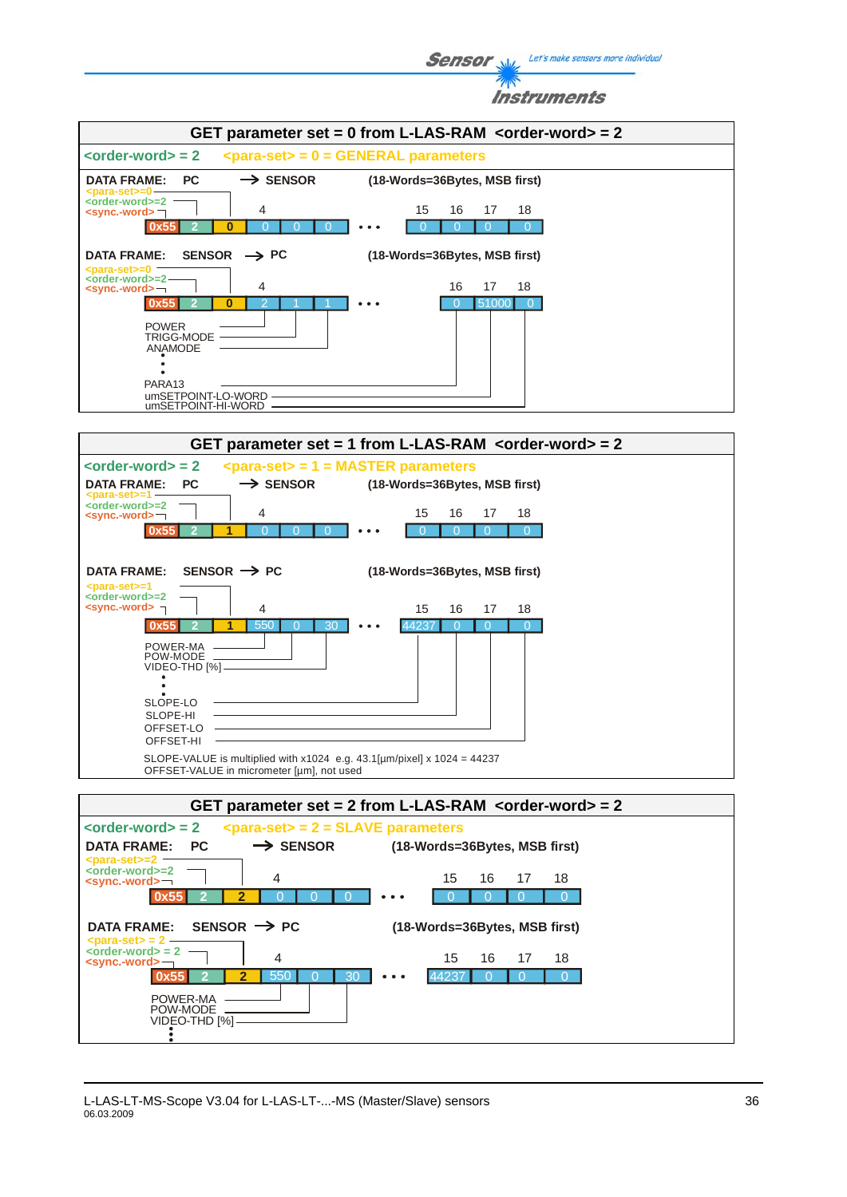## GET parameter set = 0 from L-LAS-RAM <order-word> = 2

<order-word> = 2 <para-set> = 0 = GENERAL parameters

**DATA FRAME: PC → SENSOR** (18-Words=36Bytes, MSB first)

<para-set>=0
<order-word>=2
<sync.-word>

| | | | 4 | | | ... | 15 | 16 | 17 | 18 |
|---|---|---|---|---|---|---|---|---|---|---|
| 0x55 | 2 | 0 | 0 | 0 | 0 | ... | 0 | 0 | 0 | 0 |

**DATA FRAME: SENSOR → PC** (18-Words=36Bytes, MSB first)

<para-set>=0
<order-word>=2
<sync.-word>

| | | | 4 | | | ... | | 16 | 17 | 18 |
|---|---|---|---|---|---|---|---|---|---|---|
| 0x55 | 2 | 0 | 2 | 1 | 1 | ... | | 0 | 51000 | 0 |

POWER
TRIGG-MODE
ANAMODE
⋮
PARA13
umSETPOINT-LO-WORD
umSETPOINT-HI-WORD

## GET parameter set = 1 from L-LAS-RAM <order-word> = 2

<order-word> = 2 <para-set> = 1 = MASTER parameters

**DATA FRAME: PC → SENSOR** (18-Words=36Bytes, MSB first)

<para-set>=1
<order-word>=2
<sync.-word>

| | | | 4 | | | ... | 15 | 16 | 17 | 18 |
|---|---|---|---|---|---|---|---|---|---|---|
| 0x55 | 2 | 1 | 0 | 0 | 0 | ... | 0 | 0 | 0 | 0 |

**DATA FRAME: SENSOR → PC** (18-Words=36Bytes, MSB first)

<para-set>=1
<order-word>=2
<sync.-word>

| | | | 4 | | | ... | 15 | 16 | 17 | 18 |
|---|---|---|---|---|---|---|---|---|---|---|
| 0x55 | 2 | 1 | 550 | 0 | 30 | ... | 44237 | 0 | 0 | 0 |

POWER-MA
POW-MODE
VIDEO-THD [%]
⋮
SLOPE-LO
SLOPE-HI
OFFSET-LO
OFFSET-HI

SLOPE-VALUE is multiplied with x1024 e.g. 43.1[µm/pixel] x 1024 = 44237
OFFSET-VALUE in micrometer [µm], not used

## GET parameter set = 2 from L-LAS-RAM <order-word> = 2

<order-word> = 2 <para-set> = 2 = SLAVE parameters

**DATA FRAME: PC → SENSOR** (18-Words=36Bytes, MSB first)

<para-set>=2
<order-word>=2
<sync.-word>

| | | | 4 | | | ... | 15 | 16 | 17 | 18 |
|---|---|---|---|---|---|---|---|---|---|---|
| 0x55 | 2 | 2 | 0 | 0 | 0 | ... | 0 | 0 | 0 | 0 |

**DATA FRAME: SENSOR → PC** (18-Words=36Bytes, MSB first)

<para-set> = 2
<order-word> = 2
<sync.-word>

| | | | 4 | | | ... | 15 | 16 | 17 | 18 |
|---|---|---|---|---|---|---|---|---|---|---|
| 0x55 | 2 | 2 | 550 | 0 | 30 | ... | 44237 | 0 | 0 | 0 |

POWER-MA
POW-MODE
VIDEO-THD [%]
⋮

L-LAS-LT-MS-Scope V3.04 for L-LAS-LT-...-MS (Master/Slave) sensors
06.03.2009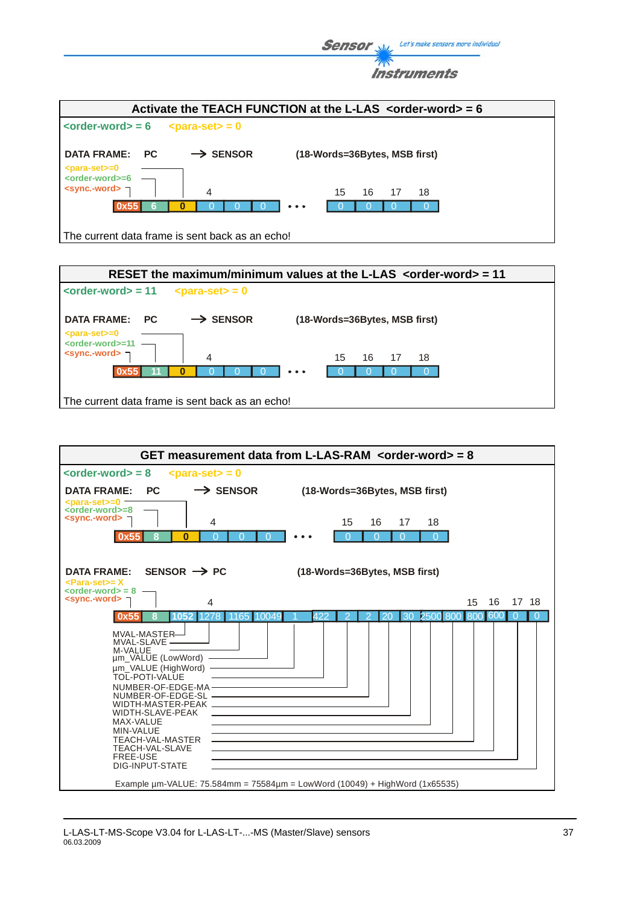## Activate the TEACH FUNCTION at the L-LAS <order-word> = 6

<order-word> = 6    <para-set> = 0

DATA FRAME: PC → SENSOR (18-Words=36Bytes, MSB first)

<para-set>=0
<order-word>=6
<sync.-word>

| | | | 4 | | | ... | 15 | 16 | 17 | 18 |
|---|---|---|---|---|---|---|---|---|---|---|
| 0x55 | 6 | 0 | 0 | 0 | 0 | • • • | 0 | 0 | 0 | 0 |

The current data frame is sent back as an echo!

## RESET the maximum/minimum values at the L-LAS <order-word> = 11

<order-word> = 11    <para-set> = 0

DATA FRAME: PC → SENSOR (18-Words=36Bytes, MSB first)

<para-set>=0
<order-word>=11
<sync.-word>

| | | | 4 | | | ... | 15 | 16 | 17 | 18 |
|---|---|---|---|---|---|---|---|---|---|---|
| 0x55 | 11 | 0 | 0 | 0 | 0 | • • • | 0 | 0 | 0 | 0 |

The current data frame is sent back as an echo!

## GET measurement data from L-LAS-RAM <order-word> = 8

<order-word> = 8    <para-set> = 0

DATA FRAME: PC → SENSOR (18-Words=36Bytes, MSB first)

<para-set>=0
<order-word>=8
<sync.-word>

| | | | 4 | | | ... | 15 | 16 | 17 | 18 |
|---|---|---|---|---|---|---|---|---|---|---|
| 0x55 | 8 | 0 | 0 | 0 | 0 | • • • | 0 | 0 | 0 | 0 |

DATA FRAME: SENSOR → PC (18-Words=36Bytes, MSB first)

<Para-set>= X
<order-word> = 8
<sync.-word>

| | | | 4 | | | | | | | | | | | | 15 | 16 | 17 | 18 |
|---|---|---|---|---|---|---|---|---|---|---|---|---|---|---|---|---|---|---|
| 0x55 | 8 | 1052 | 1278 | 1165 | 10049 | 1 | 422 | 2 | 2 | 20 | 30 | 2500 | 800 | 800 | 600 | 0 | 0 | |

- MVAL-MASTER
- MVAL-SLAVE
- M-VALUE
- µm_VALUE (LowWord)
- µm_VALUE (HighWord)
- TOL-POTI-VALUE
- NUMBER-OF-EDGE-MA
- NUMBER-OF-EDGE-SL
- WIDTH-MASTER-PEAK
- WIDTH-SLAVE-PEAK
- MAX-VALUE
- MIN-VALUE
- TEACH-VAL-MASTER
- TEACH-VAL-SLAVE
- FREE-USE
- DIG-INPUT-STATE

Example µm-VALUE: 75.584mm = 75584µm = LowWord (10049) + HighWord (1x65535)

L-LAS-LT-MS-Scope V3.04 for L-LAS-LT-...-MS (Master/Slave) sensors
06.03.2009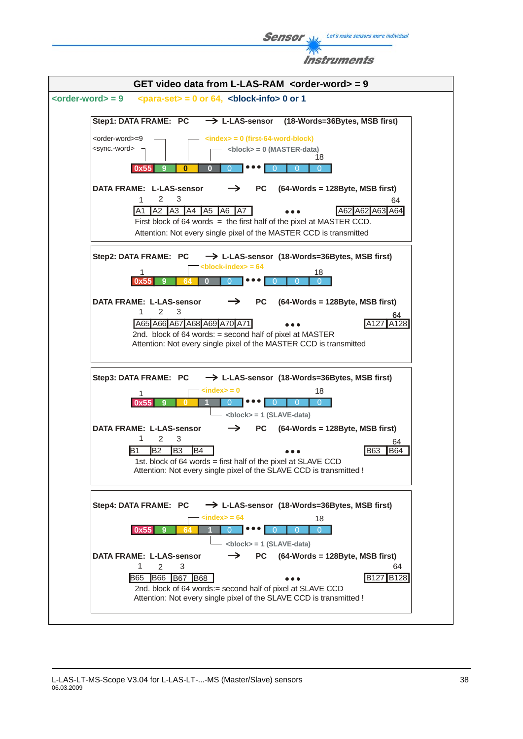## GET video data from L-LAS-RAM <order-word> = 9

**<order-word> = 9 <para-set> = 0 or 64, <block-info> 0 or 1**

**Step1: DATA FRAME: PC → L-LAS-sensor (18-Words=36Bytes, MSB first)**

<order-word>=9
<sync.-word>
<index> = 0 (first-64-word-block)
<block> = 0 (MASTER-data)

| 0x55 | 9 | 0 | 0 | 0 | ••• | 0 | 0 | 0 (18) |
|---|---|---|---|---|---|---|---|---|

**DATA FRAME: L-LAS-sensor → PC (64-Words = 128Byte, MSB first)**

| A1 (1) | A2 (2) | A3 (3) | A4 | A5 | A6 | A7 | ••• | A62 | A62 | A63 | A64 (64) |
|---|---|---|---|---|---|---|---|---|---|---|---|

First block of 64 words = the first half of the pixel at MASTER CCD.
Attention: Not every single pixel of the MASTER CCD is transmitted

**Step2: DATA FRAME: PC → L-LAS-sensor (18-Words=36Bytes, MSB first)**

<block-index> = 64

| 0x55 (1) | 9 | 64 | 0 | 0 | ••• | 0 | 0 | 0 (18) |
|---|---|---|---|---|---|---|---|---|

**DATA FRAME: L-LAS-sensor → PC (64-Words = 128Byte, MSB first)**

| A65 (1) | A66 (2) | A67 (3) | A68 | A69 | A70 | A71 | ••• | A127 | A128 (64) |
|---|---|---|---|---|---|---|---|---|---|

2nd. block of 64 words: = second half of pixel at MASTER
Attention: Not every single pixel of the MASTER CCD is transmitted

**Step3: DATA FRAME: PC → L-LAS-sensor (18-Words=36Bytes, MSB first)**

<index> = 0

| 0x55 (1) | 9 | 0 | 1 | 0 | ••• | 0 | 0 | 0 (18) |
|---|---|---|---|---|---|---|---|---|

<block> = 1 (SLAVE-data)

**DATA FRAME: L-LAS-sensor → PC (64-Words = 128Byte, MSB first)**

| B1 (1) | B2 (2) | B3 (3) | B4 | ••• | B63 | B64 (64) |
|---|---|---|---|---|---|---|

1st. block of 64 words = first half of the pixel at SLAVE CCD
Attention: Not every single pixel of the SLAVE CCD is transmitted !

**Step4: DATA FRAME: PC → L-LAS-sensor (18-Words=36Bytes, MSB first)**

<index> = 64

| 0x55 | 9 | 64 | 1 | 0 | ••• | 0 | 0 | 0 (18) |
|---|---|---|---|---|---|---|---|---|

<block> = 1 (SLAVE-data)

**DATA FRAME: L-LAS-sensor → PC (64-Words = 128Byte, MSB first)**

| B65 (1) | B66 (2) | B67 (3) | B68 | ••• | B127 | B128 (64) |
|---|---|---|---|---|---|---|

2nd. block of 64 words:= second half of pixel at SLAVE CCD
Attention: Not every single pixel of the SLAVE CCD is transmitted !